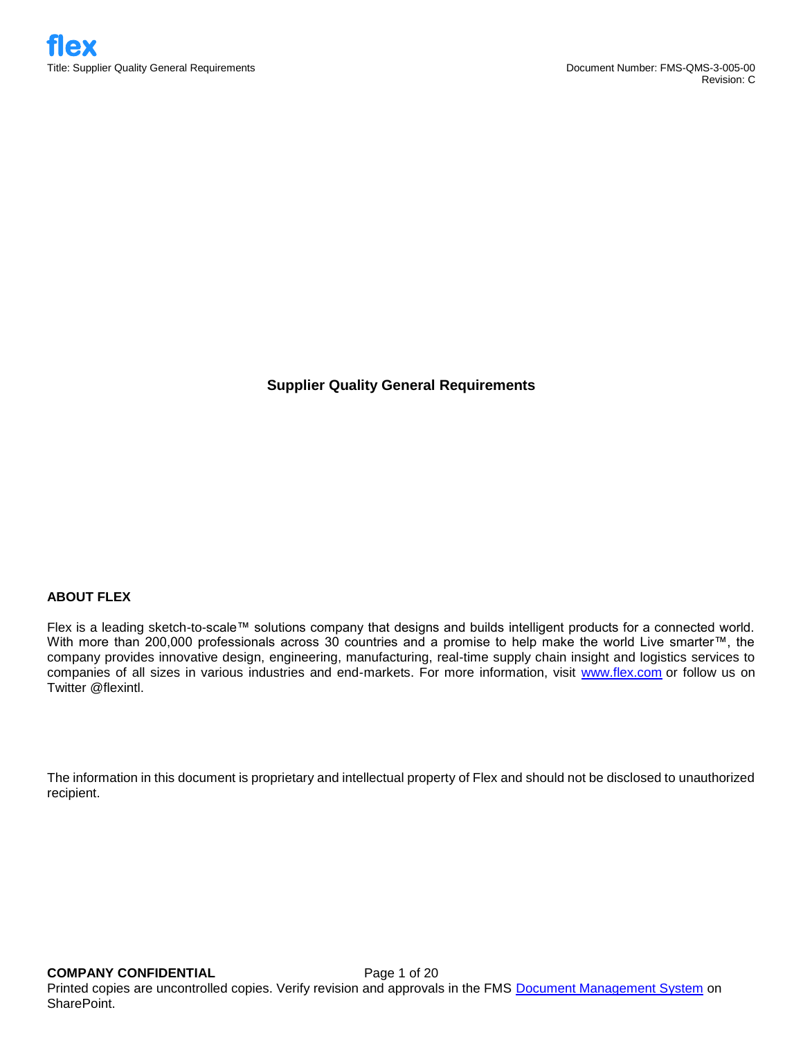# Supplier Quality General Requirements

## ABOUT FLEX

Flex is a leading sketch-to-scale™ solutions company that designs and builds intelligent products for a connected world. With more than 200,000 professionals across 30 countries and a promise to help make the world Live smarter™, the company provides innovative design, engineering, manufacturing, real-time supply chain insight and logistics services to companies of all sizes in various industries and end-markets. For more information, visit www.flex.com or follow us on Twitter @flexintl.

The information in this document is proprietary and intellectual property of Flex and should not be disclosed to unauthorized recipient.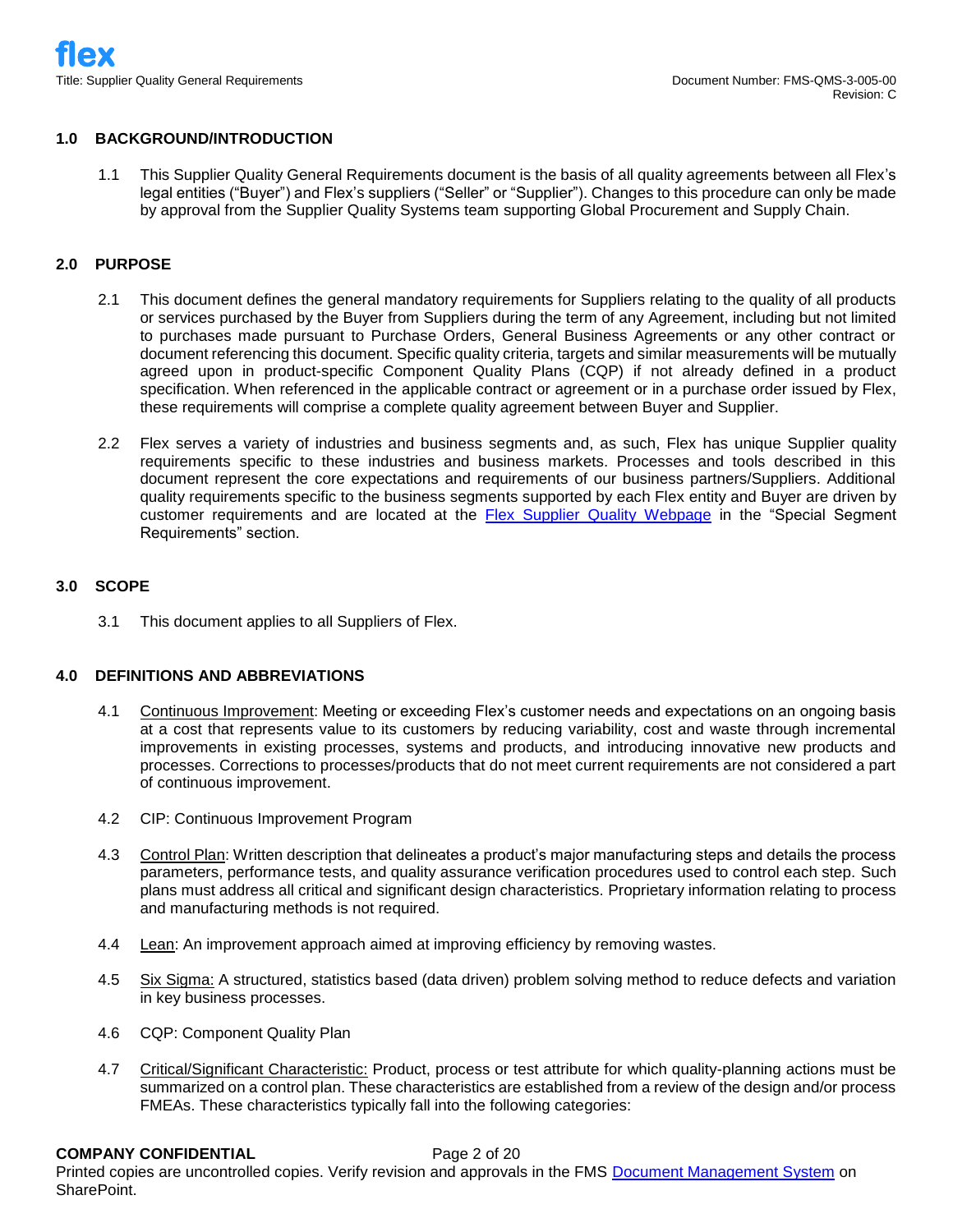## 1.0 BACKGROUND/INTRODUCTION

1.1 This Supplier Quality General Requirements document is the basis of all quality agreements between all Flex's legal entities ("Buyer") and Flex's suppliers ("Seller" or "Supplier"). Changes to this procedure can only be made by approval from the Supplier Quality Systems team supporting Global Procurement and Supply Chain.

## 2.0 PURPOSE

2.1 This document defines the general mandatory requirements for Suppliers relating to the quality of all products or services purchased by the Buyer from Suppliers during the term of any Agreement, including but not limited to purchases made pursuant to Purchase Orders, General Business Agreements or any other contract or document referencing this document. Specific quality criteria, targets and similar measurements will be mutually agreed upon in product-specific Component Quality Plans (CQP) if not already defined in a product specification. When referenced in the applicable contract or agreement or in a purchase order issued by Flex, these requirements will comprise a complete quality agreement between Buyer and Supplier.

2.2 Flex serves a variety of industries and business segments and, as such, Flex has unique Supplier quality requirements specific to these industries and business markets. Processes and tools described in this document represent the core expectations and requirements of our business partners/Suppliers. Additional quality requirements specific to the business segments supported by each Flex entity and Buyer are driven by customer requirements and are located at the Flex Supplier Quality Webpage in the "Special Segment Requirements" section.

## 3.0 SCOPE

3.1 This document applies to all Suppliers of Flex.

## 4.0 DEFINITIONS AND ABBREVIATIONS

4.1 Continuous Improvement: Meeting or exceeding Flex's customer needs and expectations on an ongoing basis at a cost that represents value to its customers by reducing variability, cost and waste through incremental improvements in existing processes, systems and products, and introducing innovative new products and processes. Corrections to processes/products that do not meet current requirements are not considered a part of continuous improvement.

4.2 CIP: Continuous Improvement Program

4.3 Control Plan: Written description that delineates a product's major manufacturing steps and details the process parameters, performance tests, and quality assurance verification procedures used to control each step. Such plans must address all critical and significant design characteristics. Proprietary information relating to process and manufacturing methods is not required.

4.4 Lean: An improvement approach aimed at improving efficiency by removing wastes.

4.5 Six Sigma: A structured, statistics based (data driven) problem solving method to reduce defects and variation in key business processes.

4.6 CQP: Component Quality Plan

4.7 Critical/Significant Characteristic: Product, process or test attribute for which quality-planning actions must be summarized on a control plan. These characteristics are established from a review of the design and/or process FMEAs. These characteristics typically fall into the following categories: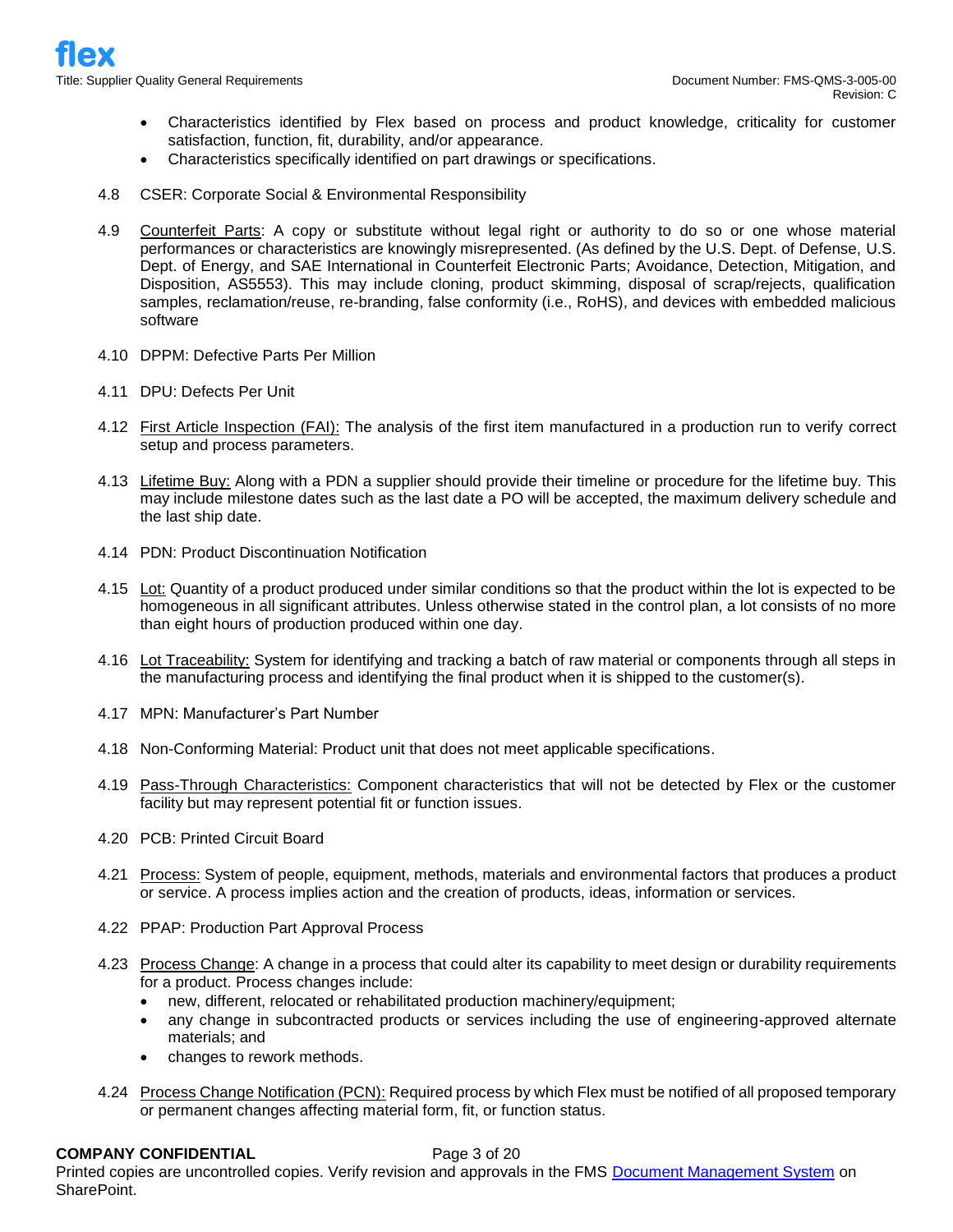- Characteristics identified by Flex based on process and product knowledge, criticality for customer satisfaction, function, fit, durability, and/or appearance.
- Characteristics specifically identified on part drawings or specifications.

4.8 CSER: Corporate Social & Environmental Responsibility

4.9 Counterfeit Parts: A copy or substitute without legal right or authority to do so or one whose material performances or characteristics are knowingly misrepresented. (As defined by the U.S. Dept. of Defense, U.S. Dept. of Energy, and SAE International in Counterfeit Electronic Parts; Avoidance, Detection, Mitigation, and Disposition, AS5553). This may include cloning, product skimming, disposal of scrap/rejects, qualification samples, reclamation/reuse, re-branding, false conformity (i.e., RoHS), and devices with embedded malicious software

4.10 DPPM: Defective Parts Per Million

4.11 DPU: Defects Per Unit

4.12 First Article Inspection (FAI): The analysis of the first item manufactured in a production run to verify correct setup and process parameters.

4.13 Lifetime Buy: Along with a PDN a supplier should provide their timeline or procedure for the lifetime buy. This may include milestone dates such as the last date a PO will be accepted, the maximum delivery schedule and the last ship date.

4.14 PDN: Product Discontinuation Notification

4.15 Lot: Quantity of a product produced under similar conditions so that the product within the lot is expected to be homogeneous in all significant attributes. Unless otherwise stated in the control plan, a lot consists of no more than eight hours of production produced within one day.

4.16 Lot Traceability: System for identifying and tracking a batch of raw material or components through all steps in the manufacturing process and identifying the final product when it is shipped to the customer(s).

4.17 MPN: Manufacturer's Part Number

4.18 Non-Conforming Material: Product unit that does not meet applicable specifications.

4.19 Pass-Through Characteristics: Component characteristics that will not be detected by Flex or the customer facility but may represent potential fit or function issues.

4.20 PCB: Printed Circuit Board

4.21 Process: System of people, equipment, methods, materials and environmental factors that produces a product or service. A process implies action and the creation of products, ideas, information or services.

4.22 PPAP: Production Part Approval Process

4.23 Process Change: A change in a process that could alter its capability to meet design or durability requirements for a product. Process changes include:
- new, different, relocated or rehabilitated production machinery/equipment;
- any change in subcontracted products or services including the use of engineering-approved alternate materials; and
- changes to rework methods.

4.24 Process Change Notification (PCN): Required process by which Flex must be notified of all proposed temporary or permanent changes affecting material form, fit, or function status.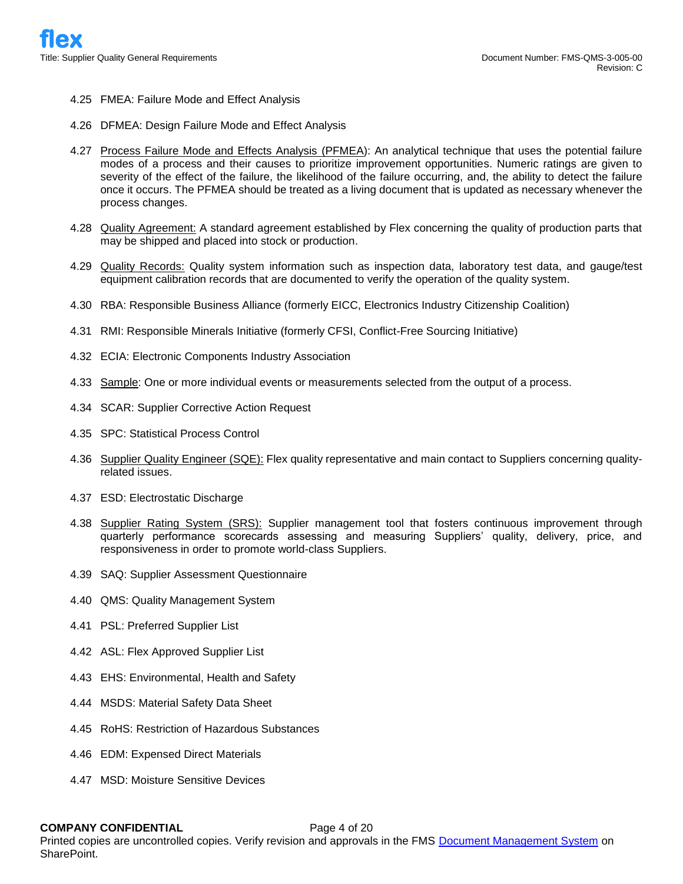4.25 FMEA: Failure Mode and Effect Analysis

4.26 DFMEA: Design Failure Mode and Effect Analysis

4.27 Process Failure Mode and Effects Analysis (PFMEA): An analytical technique that uses the potential failure modes of a process and their causes to prioritize improvement opportunities. Numeric ratings are given to severity of the effect of the failure, the likelihood of the failure occurring, and, the ability to detect the failure once it occurs. The PFMEA should be treated as a living document that is updated as necessary whenever the process changes.

4.28 Quality Agreement: A standard agreement established by Flex concerning the quality of production parts that may be shipped and placed into stock or production.

4.29 Quality Records: Quality system information such as inspection data, laboratory test data, and gauge/test equipment calibration records that are documented to verify the operation of the quality system.

4.30 RBA: Responsible Business Alliance (formerly EICC, Electronics Industry Citizenship Coalition)

4.31 RMI: Responsible Minerals Initiative (formerly CFSI, Conflict-Free Sourcing Initiative)

4.32 ECIA: Electronic Components Industry Association

4.33 Sample: One or more individual events or measurements selected from the output of a process.

4.34 SCAR: Supplier Corrective Action Request

4.35 SPC: Statistical Process Control

4.36 Supplier Quality Engineer (SQE): Flex quality representative and main contact to Suppliers concerning quality-related issues.

4.37 ESD: Electrostatic Discharge

4.38 Supplier Rating System (SRS): Supplier management tool that fosters continuous improvement through quarterly performance scorecards assessing and measuring Suppliers' quality, delivery, price, and responsiveness in order to promote world-class Suppliers.

4.39 SAQ: Supplier Assessment Questionnaire

4.40 QMS: Quality Management System

4.41 PSL: Preferred Supplier List

4.42 ASL: Flex Approved Supplier List

4.43 EHS: Environmental, Health and Safety

4.44 MSDS: Material Safety Data Sheet

4.45 RoHS: Restriction of Hazardous Substances

4.46 EDM: Expensed Direct Materials

4.47 MSD: Moisture Sensitive Devices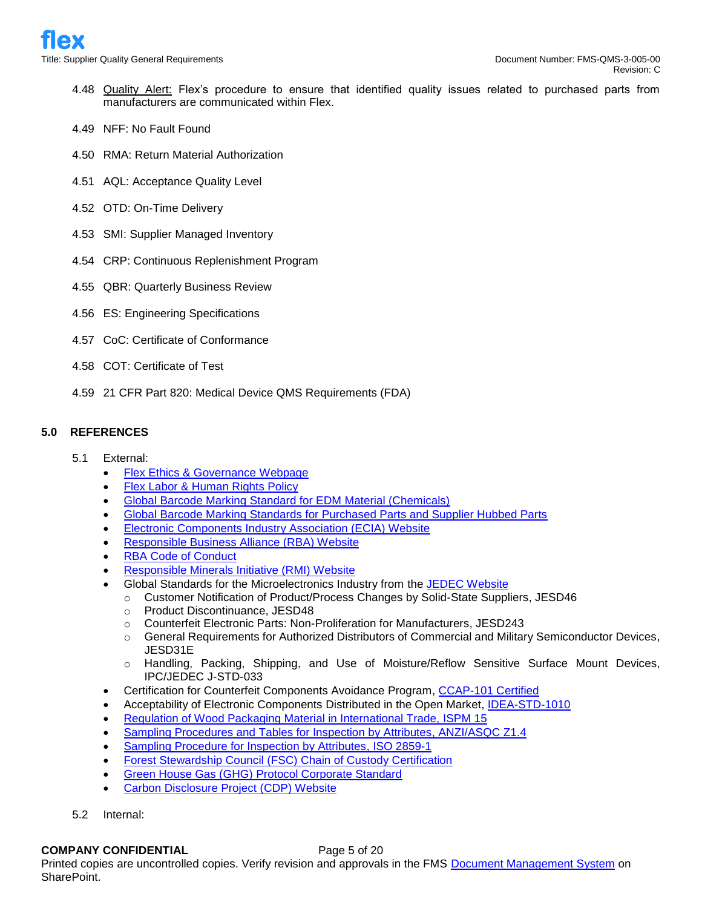4.48 Quality Alert: Flex's procedure to ensure that identified quality issues related to purchased parts from manufacturers are communicated within Flex.

4.49 NFF: No Fault Found

4.50 RMA: Return Material Authorization

4.51 AQL: Acceptance Quality Level

4.52 OTD: On-Time Delivery

4.53 SMI: Supplier Managed Inventory

4.54 CRP: Continuous Replenishment Program

4.55 QBR: Quarterly Business Review

4.56 ES: Engineering Specifications

4.57 CoC: Certificate of Conformance

4.58 COT: Certificate of Test

4.59 21 CFR Part 820: Medical Device QMS Requirements (FDA)

## 5.0 REFERENCES

5.1 External:

- Flex Ethics & Governance Webpage
- Flex Labor & Human Rights Policy
- Global Barcode Marking Standard for EDM Material (Chemicals)
- Global Barcode Marking Standards for Purchased Parts and Supplier Hubbed Parts
- Electronic Components Industry Association (ECIA) Website
- Responsible Business Alliance (RBA) Website
- RBA Code of Conduct
- Responsible Minerals Initiative (RMI) Website
- Global Standards for the Microelectronics Industry from the JEDEC Website
  - Customer Notification of Product/Process Changes by Solid-State Suppliers, JESD46
  - Product Discontinuance, JESD48
  - Counterfeit Electronic Parts: Non-Proliferation for Manufacturers, JESD243
  - General Requirements for Authorized Distributors of Commercial and Military Semiconductor Devices, JESD31E
  - Handling, Packing, Shipping, and Use of Moisture/Reflow Sensitive Surface Mount Devices, IPC/JEDEC J-STD-033
- Certification for Counterfeit Components Avoidance Program, CCAP-101 Certified
- Acceptability of Electronic Components Distributed in the Open Market, IDEA-STD-1010
- Regulation of Wood Packaging Material in International Trade, ISPM 15
- Sampling Procedures and Tables for Inspection by Attributes, ANZI/ASQC Z1.4
- Sampling Procedure for Inspection by Attributes, ISO 2859-1
- Forest Stewardship Council (FSC) Chain of Custody Certification
- Green House Gas (GHG) Protocol Corporate Standard
- Carbon Disclosure Project (CDP) Website

5.2 Internal: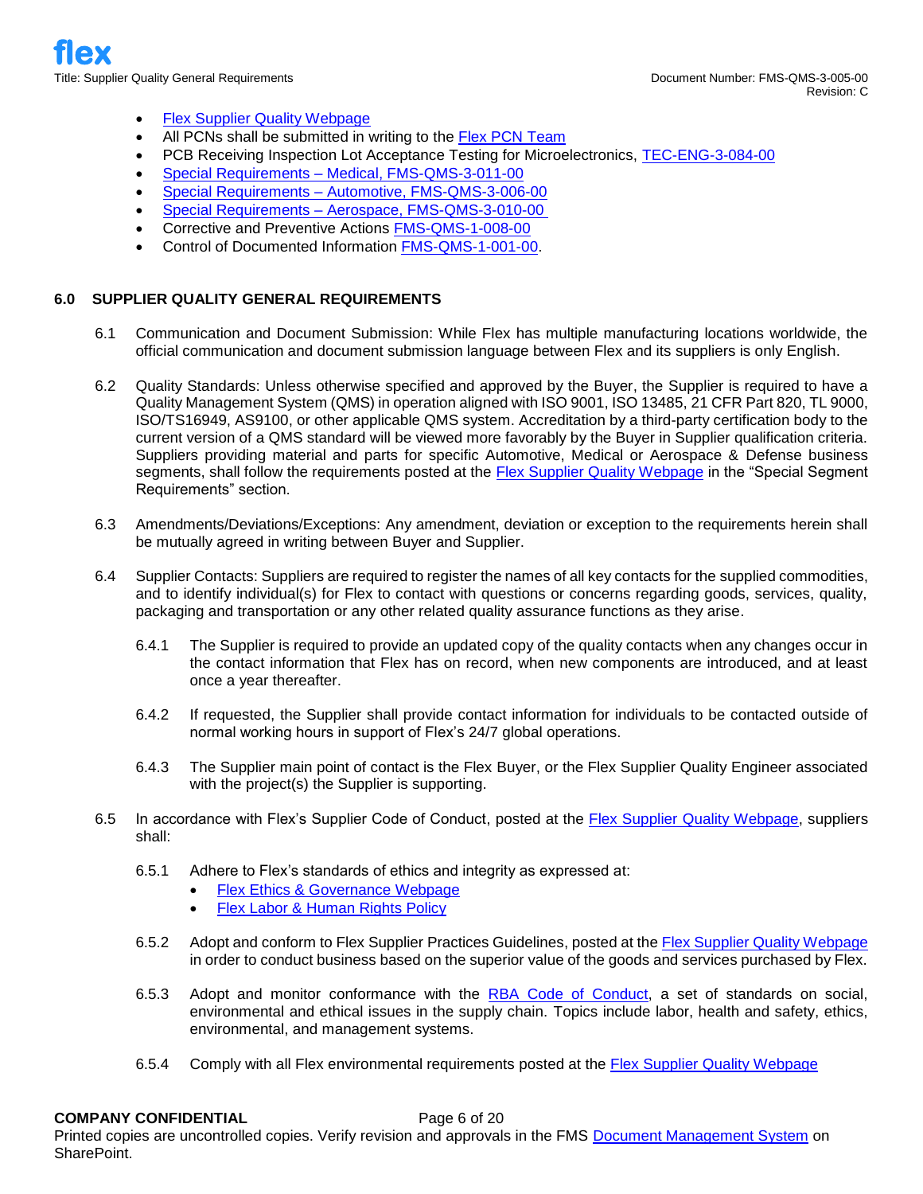- Flex Supplier Quality Webpage
- All PCNs shall be submitted in writing to the Flex PCN Team
- PCB Receiving Inspection Lot Acceptance Testing for Microelectronics, TEC-ENG-3-084-00
- Special Requirements – Medical, FMS-QMS-3-011-00
- Special Requirements – Automotive, FMS-QMS-3-006-00
- Special Requirements – Aerospace, FMS-QMS-3-010-00
- Corrective and Preventive Actions FMS-QMS-1-008-00
- Control of Documented Information FMS-QMS-1-001-00.

## 6.0 SUPPLIER QUALITY GENERAL REQUIREMENTS

6.1 Communication and Document Submission: While Flex has multiple manufacturing locations worldwide, the official communication and document submission language between Flex and its suppliers is only English.

6.2 Quality Standards: Unless otherwise specified and approved by the Buyer, the Supplier is required to have a Quality Management System (QMS) in operation aligned with ISO 9001, ISO 13485, 21 CFR Part 820, TL 9000, ISO/TS16949, AS9100, or other applicable QMS system. Accreditation by a third-party certification body to the current version of a QMS standard will be viewed more favorably by the Buyer in Supplier qualification criteria. Suppliers providing material and parts for specific Automotive, Medical or Aerospace & Defense business segments, shall follow the requirements posted at the Flex Supplier Quality Webpage in the "Special Segment Requirements" section.

6.3 Amendments/Deviations/Exceptions: Any amendment, deviation or exception to the requirements herein shall be mutually agreed in writing between Buyer and Supplier.

6.4 Supplier Contacts: Suppliers are required to register the names of all key contacts for the supplied commodities, and to identify individual(s) for Flex to contact with questions or concerns regarding goods, services, quality, packaging and transportation or any other related quality assurance functions as they arise.

6.4.1 The Supplier is required to provide an updated copy of the quality contacts when any changes occur in the contact information that Flex has on record, when new components are introduced, and at least once a year thereafter.

6.4.2 If requested, the Supplier shall provide contact information for individuals to be contacted outside of normal working hours in support of Flex's 24/7 global operations.

6.4.3 The Supplier main point of contact is the Flex Buyer, or the Flex Supplier Quality Engineer associated with the project(s) the Supplier is supporting.

6.5 In accordance with Flex's Supplier Code of Conduct, posted at the Flex Supplier Quality Webpage, suppliers shall:

6.5.1 Adhere to Flex's standards of ethics and integrity as expressed at:

- Flex Ethics & Governance Webpage
- Flex Labor & Human Rights Policy

6.5.2 Adopt and conform to Flex Supplier Practices Guidelines, posted at the Flex Supplier Quality Webpage in order to conduct business based on the superior value of the goods and services purchased by Flex.

6.5.3 Adopt and monitor conformance with the RBA Code of Conduct, a set of standards on social, environmental and ethical issues in the supply chain. Topics include labor, health and safety, ethics, environmental, and management systems.

6.5.4 Comply with all Flex environmental requirements posted at the Flex Supplier Quality Webpage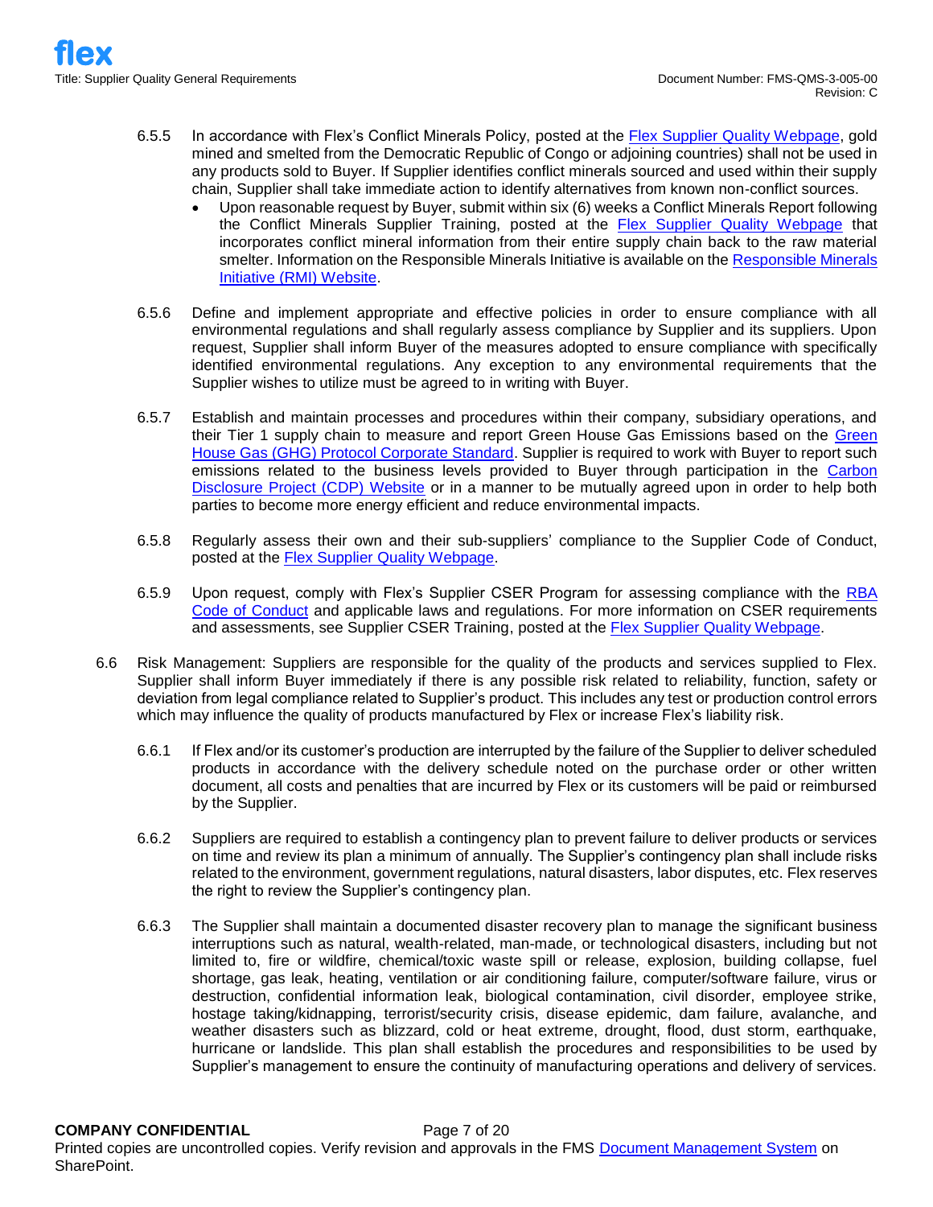6.5.5 In accordance with Flex's Conflict Minerals Policy, posted at the Flex Supplier Quality Webpage, gold mined and smelted from the Democratic Republic of Congo or adjoining countries) shall not be used in any products sold to Buyer. If Supplier identifies conflict minerals sourced and used within their supply chain, Supplier shall take immediate action to identify alternatives from known non-conflict sources.

- Upon reasonable request by Buyer, submit within six (6) weeks a Conflict Minerals Report following the Conflict Minerals Supplier Training, posted at the Flex Supplier Quality Webpage that incorporates conflict mineral information from their entire supply chain back to the raw material smelter. Information on the Responsible Minerals Initiative is available on the Responsible Minerals Initiative (RMI) Website.

6.5.6 Define and implement appropriate and effective policies in order to ensure compliance with all environmental regulations and shall regularly assess compliance by Supplier and its suppliers. Upon request, Supplier shall inform Buyer of the measures adopted to ensure compliance with specifically identified environmental regulations. Any exception to any environmental requirements that the Supplier wishes to utilize must be agreed to in writing with Buyer.

6.5.7 Establish and maintain processes and procedures within their company, subsidiary operations, and their Tier 1 supply chain to measure and report Green House Gas Emissions based on the Green House Gas (GHG) Protocol Corporate Standard. Supplier is required to work with Buyer to report such emissions related to the business levels provided to Buyer through participation in the Carbon Disclosure Project (CDP) Website or in a manner to be mutually agreed upon in order to help both parties to become more energy efficient and reduce environmental impacts.

6.5.8 Regularly assess their own and their sub-suppliers' compliance to the Supplier Code of Conduct, posted at the Flex Supplier Quality Webpage.

6.5.9 Upon request, comply with Flex's Supplier CSER Program for assessing compliance with the RBA Code of Conduct and applicable laws and regulations. For more information on CSER requirements and assessments, see Supplier CSER Training, posted at the Flex Supplier Quality Webpage.

6.6 Risk Management: Suppliers are responsible for the quality of the products and services supplied to Flex. Supplier shall inform Buyer immediately if there is any possible risk related to reliability, function, safety or deviation from legal compliance related to Supplier's product. This includes any test or production control errors which may influence the quality of products manufactured by Flex or increase Flex's liability risk.

6.6.1 If Flex and/or its customer's production are interrupted by the failure of the Supplier to deliver scheduled products in accordance with the delivery schedule noted on the purchase order or other written document, all costs and penalties that are incurred by Flex or its customers will be paid or reimbursed by the Supplier.

6.6.2 Suppliers are required to establish a contingency plan to prevent failure to deliver products or services on time and review its plan a minimum of annually. The Supplier's contingency plan shall include risks related to the environment, government regulations, natural disasters, labor disputes, etc. Flex reserves the right to review the Supplier's contingency plan.

6.6.3 The Supplier shall maintain a documented disaster recovery plan to manage the significant business interruptions such as natural, wealth-related, man-made, or technological disasters, including but not limited to, fire or wildfire, chemical/toxic waste spill or release, explosion, building collapse, fuel shortage, gas leak, heating, ventilation or air conditioning failure, computer/software failure, virus or destruction, confidential information leak, biological contamination, civil disorder, employee strike, hostage taking/kidnapping, terrorist/security crisis, disease epidemic, dam failure, avalanche, and weather disasters such as blizzard, cold or heat extreme, drought, flood, dust storm, earthquake, hurricane or landslide. This plan shall establish the procedures and responsibilities to be used by Supplier's management to ensure the continuity of manufacturing operations and delivery of services.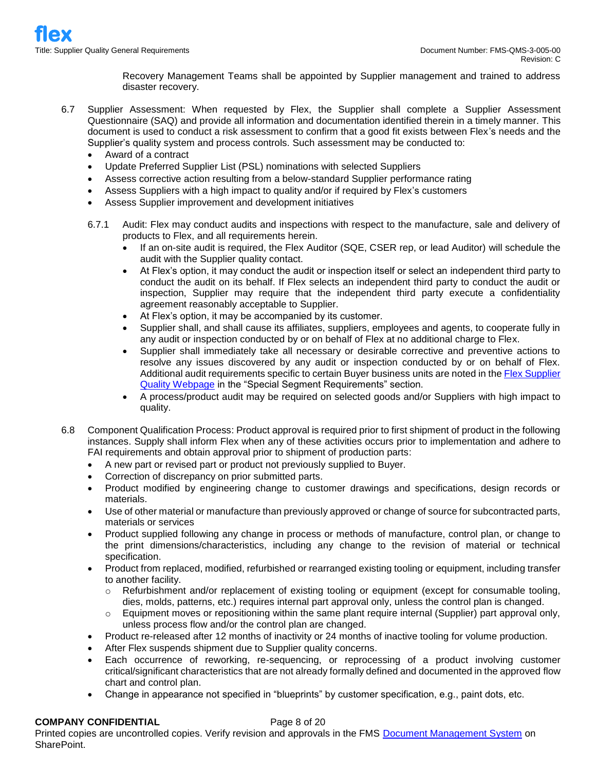Recovery Management Teams shall be appointed by Supplier management and trained to address disaster recovery.

6.7 Supplier Assessment: When requested by Flex, the Supplier shall complete a Supplier Assessment Questionnaire (SAQ) and provide all information and documentation identified therein in a timely manner. This document is used to conduct a risk assessment to confirm that a good fit exists between Flex's needs and the Supplier's quality system and process controls. Such assessment may be conducted to:

- Award of a contract
- Update Preferred Supplier List (PSL) nominations with selected Suppliers
- Assess corrective action resulting from a below-standard Supplier performance rating
- Assess Suppliers with a high impact to quality and/or if required by Flex's customers
- Assess Supplier improvement and development initiatives

6.7.1 Audit: Flex may conduct audits and inspections with respect to the manufacture, sale and delivery of products to Flex, and all requirements herein.

- If an on-site audit is required, the Flex Auditor (SQE, CSER rep, or lead Auditor) will schedule the audit with the Supplier quality contact.
- At Flex's option, it may conduct the audit or inspection itself or select an independent third party to conduct the audit on its behalf. If Flex selects an independent third party to conduct the audit or inspection, Supplier may require that the independent third party execute a confidentiality agreement reasonably acceptable to Supplier.
- At Flex's option, it may be accompanied by its customer.
- Supplier shall, and shall cause its affiliates, suppliers, employees and agents, to cooperate fully in any audit or inspection conducted by or on behalf of Flex at no additional charge to Flex.
- Supplier shall immediately take all necessary or desirable corrective and preventive actions to resolve any issues discovered by any audit or inspection conducted by or on behalf of Flex. Additional audit requirements specific to certain Buyer business units are noted in the Flex Supplier Quality Webpage in the "Special Segment Requirements" section.
- A process/product audit may be required on selected goods and/or Suppliers with high impact to quality.

6.8 Component Qualification Process: Product approval is required prior to first shipment of product in the following instances. Supply shall inform Flex when any of these activities occurs prior to implementation and adhere to FAI requirements and obtain approval prior to shipment of production parts:

- A new part or revised part or product not previously supplied to Buyer.
- Correction of discrepancy on prior submitted parts.
- Product modified by engineering change to customer drawings and specifications, design records or materials.
- Use of other material or manufacture than previously approved or change of source for subcontracted parts, materials or services
- Product supplied following any change in process or methods of manufacture, control plan, or change to the print dimensions/characteristics, including any change to the revision of material or technical specification.
- Product from replaced, modified, refurbished or rearranged existing tooling or equipment, including transfer to another facility.
  - Refurbishment and/or replacement of existing tooling or equipment (except for consumable tooling, dies, molds, patterns, etc.) requires internal part approval only, unless the control plan is changed.
  - Equipment moves or repositioning within the same plant require internal (Supplier) part approval only, unless process flow and/or the control plan are changed.
- Product re-released after 12 months of inactivity or 24 months of inactive tooling for volume production.
- After Flex suspends shipment due to Supplier quality concerns.
- Each occurrence of reworking, re-sequencing, or reprocessing of a product involving customer critical/significant characteristics that are not already formally defined and documented in the approved flow chart and control plan.
- Change in appearance not specified in "blueprints" by customer specification, e.g., paint dots, etc.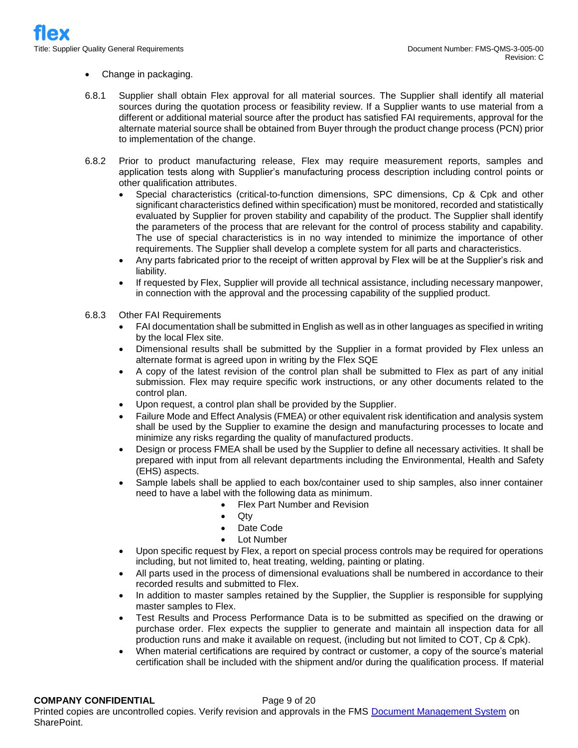- Change in packaging.

6.8.1 Supplier shall obtain Flex approval for all material sources. The Supplier shall identify all material sources during the quotation process or feasibility review. If a Supplier wants to use material from a different or additional material source after the product has satisfied FAI requirements, approval for the alternate material source shall be obtained from Buyer through the product change process (PCN) prior to implementation of the change.

6.8.2 Prior to product manufacturing release, Flex may require measurement reports, samples and application tests along with Supplier's manufacturing process description including control points or other qualification attributes.

- Special characteristics (critical-to-function dimensions, SPC dimensions, Cp & Cpk and other significant characteristics defined within specification) must be monitored, recorded and statistically evaluated by Supplier for proven stability and capability of the product. The Supplier shall identify the parameters of the process that are relevant for the control of process stability and capability. The use of special characteristics is in no way intended to minimize the importance of other requirements. The Supplier shall develop a complete system for all parts and characteristics.
- Any parts fabricated prior to the receipt of written approval by Flex will be at the Supplier's risk and liability.
- If requested by Flex, Supplier will provide all technical assistance, including necessary manpower, in connection with the approval and the processing capability of the supplied product.

6.8.3 Other FAI Requirements

- FAI documentation shall be submitted in English as well as in other languages as specified in writing by the local Flex site.
- Dimensional results shall be submitted by the Supplier in a format provided by Flex unless an alternate format is agreed upon in writing by the Flex SQE
- A copy of the latest revision of the control plan shall be submitted to Flex as part of any initial submission. Flex may require specific work instructions, or any other documents related to the control plan.
- Upon request, a control plan shall be provided by the Supplier.
- Failure Mode and Effect Analysis (FMEA) or other equivalent risk identification and analysis system shall be used by the Supplier to examine the design and manufacturing processes to locate and minimize any risks regarding the quality of manufactured products.
- Design or process FMEA shall be used by the Supplier to define all necessary activities. It shall be prepared with input from all relevant departments including the Environmental, Health and Safety (EHS) aspects.
- Sample labels shall be applied to each box/container used to ship samples, also inner container need to have a label with the following data as minimum.
  - Flex Part Number and Revision
  - Qty
  - Date Code
  - Lot Number
- Upon specific request by Flex, a report on special process controls may be required for operations including, but not limited to, heat treating, welding, painting or plating.
- All parts used in the process of dimensional evaluations shall be numbered in accordance to their recorded results and submitted to Flex.
- In addition to master samples retained by the Supplier, the Supplier is responsible for supplying master samples to Flex.
- Test Results and Process Performance Data is to be submitted as specified on the drawing or purchase order. Flex expects the supplier to generate and maintain all inspection data for all production runs and make it available on request, (including but not limited to COT, Cp & Cpk).
- When material certifications are required by contract or customer, a copy of the source's material certification shall be included with the shipment and/or during the qualification process. If material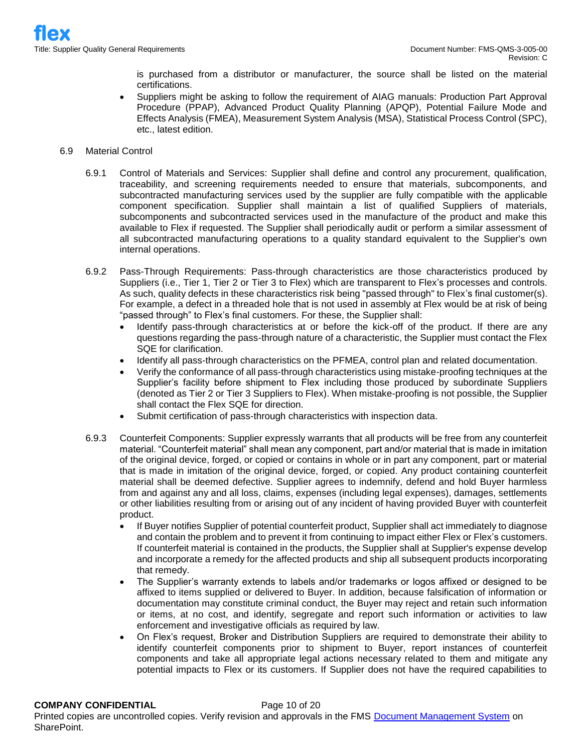is purchased from a distributor or manufacturer, the source shall be listed on the material certifications.

- Suppliers might be asking to follow the requirement of AIAG manuals: Production Part Approval Procedure (PPAP), Advanced Product Quality Planning (APQP), Potential Failure Mode and Effects Analysis (FMEA), Measurement System Analysis (MSA), Statistical Process Control (SPC), etc., latest edition.

### 6.9 Material Control

6.9.1 Control of Materials and Services: Supplier shall define and control any procurement, qualification, traceability, and screening requirements needed to ensure that materials, subcomponents, and subcontracted manufacturing services used by the supplier are fully compatible with the applicable component specification. Supplier shall maintain a list of qualified Suppliers of materials, subcomponents and subcontracted services used in the manufacture of the product and make this available to Flex if requested. The Supplier shall periodically audit or perform a similar assessment of all subcontracted manufacturing operations to a quality standard equivalent to the Supplier's own internal operations.

6.9.2 Pass-Through Requirements: Pass-through characteristics are those characteristics produced by Suppliers (i.e., Tier 1, Tier 2 or Tier 3 to Flex) which are transparent to Flex's processes and controls. As such, quality defects in these characteristics risk being "passed through" to Flex's final customer(s). For example, a defect in a threaded hole that is not used in assembly at Flex would be at risk of being "passed through" to Flex's final customers. For these, the Supplier shall:

- Identify pass-through characteristics at or before the kick-off of the product. If there are any questions regarding the pass-through nature of a characteristic, the Supplier must contact the Flex SQE for clarification.
- Identify all pass-through characteristics on the PFMEA, control plan and related documentation.
- Verify the conformance of all pass-through characteristics using mistake-proofing techniques at the Supplier's facility before shipment to Flex including those produced by subordinate Suppliers (denoted as Tier 2 or Tier 3 Suppliers to Flex). When mistake-proofing is not possible, the Supplier shall contact the Flex SQE for direction.
- Submit certification of pass-through characteristics with inspection data.

6.9.3 Counterfeit Components: Supplier expressly warrants that all products will be free from any counterfeit material. "Counterfeit material" shall mean any component, part and/or material that is made in imitation of the original device, forged, or copied or contains in whole or in part any component, part or material that is made in imitation of the original device, forged, or copied. Any product containing counterfeit material shall be deemed defective. Supplier agrees to indemnify, defend and hold Buyer harmless from and against any and all loss, claims, expenses (including legal expenses), damages, settlements or other liabilities resulting from or arising out of any incident of having provided Buyer with counterfeit product.

- If Buyer notifies Supplier of potential counterfeit product, Supplier shall act immediately to diagnose and contain the problem and to prevent it from continuing to impact either Flex or Flex's customers. If counterfeit material is contained in the products, the Supplier shall at Supplier's expense develop and incorporate a remedy for the affected products and ship all subsequent products incorporating that remedy.
- The Supplier's warranty extends to labels and/or trademarks or logos affixed or designed to be affixed to items supplied or delivered to Buyer. In addition, because falsification of information or documentation may constitute criminal conduct, the Buyer may reject and retain such information or items, at no cost, and identify, segregate and report such information or activities to law enforcement and investigative officials as required by law.
- On Flex's request, Broker and Distribution Suppliers are required to demonstrate their ability to identify counterfeit components prior to shipment to Buyer, report instances of counterfeit components and take all appropriate legal actions necessary related to them and mitigate any potential impacts to Flex or its customers. If Supplier does not have the required capabilities to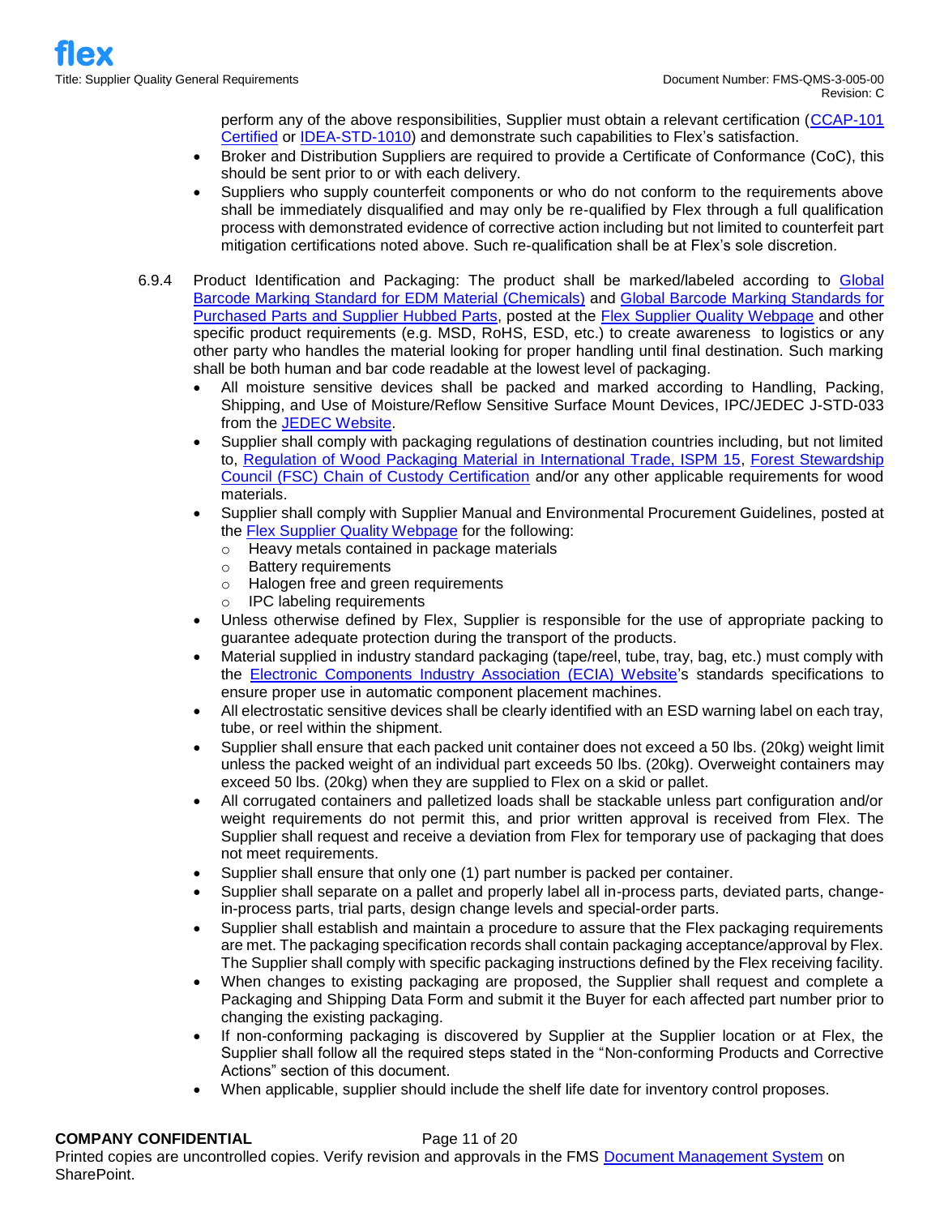perform any of the above responsibilities, Supplier must obtain a relevant certification (CCAP-101 Certified or IDEA-STD-1010) and demonstrate such capabilities to Flex's satisfaction.

- Broker and Distribution Suppliers are required to provide a Certificate of Conformance (CoC), this should be sent prior to or with each delivery.
- Suppliers who supply counterfeit components or who do not conform to the requirements above shall be immediately disqualified and may only be re-qualified by Flex through a full qualification process with demonstrated evidence of corrective action including but not limited to counterfeit part mitigation certifications noted above. Such re-qualification shall be at Flex's sole discretion.

6.9.4 Product Identification and Packaging: The product shall be marked/labeled according to Global Barcode Marking Standard for EDM Material (Chemicals) and Global Barcode Marking Standards for Purchased Parts and Supplier Hubbed Parts, posted at the Flex Supplier Quality Webpage and other specific product requirements (e.g. MSD, RoHS, ESD, etc.) to create awareness to logistics or any other party who handles the material looking for proper handling until final destination. Such marking shall be both human and bar code readable at the lowest level of packaging.

- All moisture sensitive devices shall be packed and marked according to Handling, Packing, Shipping, and Use of Moisture/Reflow Sensitive Surface Mount Devices, IPC/JEDEC J-STD-033 from the JEDEC Website.
- Supplier shall comply with packaging regulations of destination countries including, but not limited to, Regulation of Wood Packaging Material in International Trade, ISPM 15, Forest Stewardship Council (FSC) Chain of Custody Certification and/or any other applicable requirements for wood materials.
- Supplier shall comply with Supplier Manual and Environmental Procurement Guidelines, posted at the Flex Supplier Quality Webpage for the following:
  - Heavy metals contained in package materials
  - Battery requirements
  - Halogen free and green requirements
  - IPC labeling requirements
- Unless otherwise defined by Flex, Supplier is responsible for the use of appropriate packing to guarantee adequate protection during the transport of the products.
- Material supplied in industry standard packaging (tape/reel, tube, tray, bag, etc.) must comply with the Electronic Components Industry Association (ECIA) Website's standards specifications to ensure proper use in automatic component placement machines.
- All electrostatic sensitive devices shall be clearly identified with an ESD warning label on each tray, tube, or reel within the shipment.
- Supplier shall ensure that each packed unit container does not exceed a 50 lbs. (20kg) weight limit unless the packed weight of an individual part exceeds 50 lbs. (20kg). Overweight containers may exceed 50 lbs. (20kg) when they are supplied to Flex on a skid or pallet.
- All corrugated containers and palletized loads shall be stackable unless part configuration and/or weight requirements do not permit this, and prior written approval is received from Flex. The Supplier shall request and receive a deviation from Flex for temporary use of packaging that does not meet requirements.
- Supplier shall ensure that only one (1) part number is packed per container.
- Supplier shall separate on a pallet and properly label all in-process parts, deviated parts, change-in-process parts, trial parts, design change levels and special-order parts.
- Supplier shall establish and maintain a procedure to assure that the Flex packaging requirements are met. The packaging specification records shall contain packaging acceptance/approval by Flex. The Supplier shall comply with specific packaging instructions defined by the Flex receiving facility.
- When changes to existing packaging are proposed, the Supplier shall request and complete a Packaging and Shipping Data Form and submit it the Buyer for each affected part number prior to changing the existing packaging.
- If non-conforming packaging is discovered by Supplier at the Supplier location or at Flex, the Supplier shall follow all the required steps stated in the "Non-conforming Products and Corrective Actions" section of this document.
- When applicable, supplier should include the shelf life date for inventory control proposes.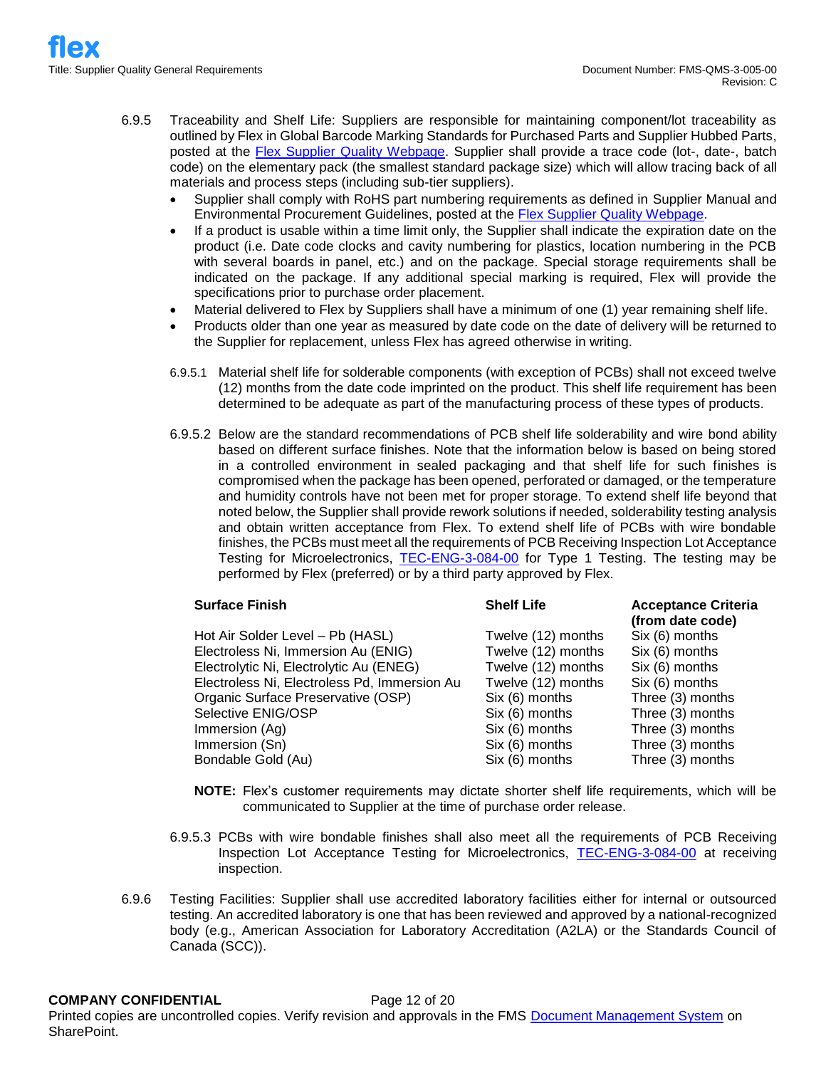6.9.5 Traceability and Shelf Life: Suppliers are responsible for maintaining component/lot traceability as outlined by Flex in Global Barcode Marking Standards for Purchased Parts and Supplier Hubbed Parts, posted at the Flex Supplier Quality Webpage. Supplier shall provide a trace code (lot-, date-, batch code) on the elementary pack (the smallest standard package size) which will allow tracing back of all materials and process steps (including sub-tier suppliers).

- Supplier shall comply with RoHS part numbering requirements as defined in Supplier Manual and Environmental Procurement Guidelines, posted at the Flex Supplier Quality Webpage.
- If a product is usable within a time limit only, the Supplier shall indicate the expiration date on the product (i.e. Date code clocks and cavity numbering for plastics, location numbering in the PCB with several boards in panel, etc.) and on the package. Special storage requirements shall be indicated on the package. If any additional special marking is required, Flex will provide the specifications prior to purchase order placement.
- Material delivered to Flex by Suppliers shall have a minimum of one (1) year remaining shelf life.
- Products older than one year as measured by date code on the date of delivery will be returned to the Supplier for replacement, unless Flex has agreed otherwise in writing.

6.9.5.1 Material shelf life for solderable components (with exception of PCBs) shall not exceed twelve (12) months from the date code imprinted on the product. This shelf life requirement has been determined to be adequate as part of the manufacturing process of these types of products.

6.9.5.2 Below are the standard recommendations of PCB shelf life solderability and wire bond ability based on different surface finishes. Note that the information below is based on being stored in a controlled environment in sealed packaging and that shelf life for such finishes is compromised when the package has been opened, perforated or damaged, or the temperature and humidity controls have not been met for proper storage. To extend shelf life beyond that noted below, the Supplier shall provide rework solutions if needed, solderability testing analysis and obtain written acceptance from Flex. To extend shelf life of PCBs with wire bondable finishes, the PCBs must meet all the requirements of PCB Receiving Inspection Lot Acceptance Testing for Microelectronics, TEC-ENG-3-084-00 for Type 1 Testing. The testing may be performed by Flex (preferred) or by a third party approved by Flex.

| Surface Finish | Shelf Life | Acceptance Criteria (from date code) |
|---|---|---|
| Hot Air Solder Level – Pb (HASL) | Twelve (12) months | Six (6) months |
| Electroless Ni, Immersion Au (ENIG) | Twelve (12) months | Six (6) months |
| Electrolytic Ni, Electrolytic Au (ENEG) | Twelve (12) months | Six (6) months |
| Electroless Ni, Electroless Pd, Immersion Au | Twelve (12) months | Six (6) months |
| Organic Surface Preservative (OSP) | Six (6) months | Three (3) months |
| Selective ENIG/OSP | Six (6) months | Three (3) months |
| Immersion (Ag) | Six (6) months | Three (3) months |
| Immersion (Sn) | Six (6) months | Three (3) months |
| Bondable Gold (Au) | Six (6) months | Three (3) months |

**NOTE:** Flex's customer requirements may dictate shorter shelf life requirements, which will be communicated to Supplier at the time of purchase order release.

6.9.5.3 PCBs with wire bondable finishes shall also meet all the requirements of PCB Receiving Inspection Lot Acceptance Testing for Microelectronics, TEC-ENG-3-084-00 at receiving inspection.

6.9.6 Testing Facilities: Supplier shall use accredited laboratory facilities either for internal or outsourced testing. An accredited laboratory is one that has been reviewed and approved by a national-recognized body (e.g., American Association for Laboratory Accreditation (A2LA) or the Standards Council of Canada (SCC)).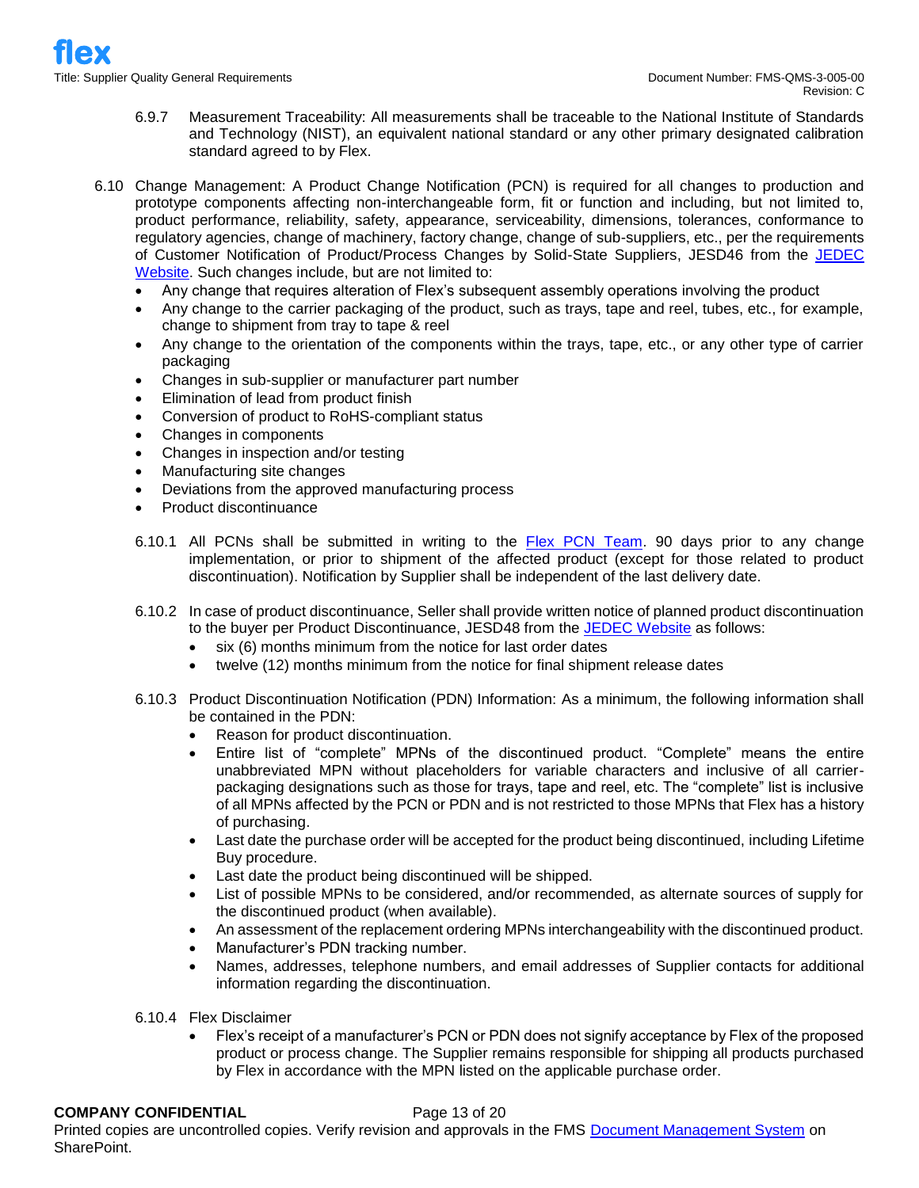6.9.7 Measurement Traceability: All measurements shall be traceable to the National Institute of Standards and Technology (NIST), an equivalent national standard or any other primary designated calibration standard agreed to by Flex.

6.10 Change Management: A Product Change Notification (PCN) is required for all changes to production and prototype components affecting non-interchangeable form, fit or function and including, but not limited to, product performance, reliability, safety, appearance, serviceability, dimensions, tolerances, conformance to regulatory agencies, change of machinery, factory change, change of sub-suppliers, etc., per the requirements of Customer Notification of Product/Process Changes by Solid-State Suppliers, JESD46 from the JEDEC Website. Such changes include, but are not limited to:

- Any change that requires alteration of Flex's subsequent assembly operations involving the product
- Any change to the carrier packaging of the product, such as trays, tape and reel, tubes, etc., for example, change to shipment from tray to tape & reel
- Any change to the orientation of the components within the trays, tape, etc., or any other type of carrier packaging
- Changes in sub-supplier or manufacturer part number
- Elimination of lead from product finish
- Conversion of product to RoHS-compliant status
- Changes in components
- Changes in inspection and/or testing
- Manufacturing site changes
- Deviations from the approved manufacturing process
- Product discontinuance

6.10.1 All PCNs shall be submitted in writing to the Flex PCN Team. 90 days prior to any change implementation, or prior to shipment of the affected product (except for those related to product discontinuation). Notification by Supplier shall be independent of the last delivery date.

6.10.2 In case of product discontinuance, Seller shall provide written notice of planned product discontinuation to the buyer per Product Discontinuance, JESD48 from the JEDEC Website as follows:

- six (6) months minimum from the notice for last order dates
- twelve (12) months minimum from the notice for final shipment release dates

6.10.3 Product Discontinuation Notification (PDN) Information: As a minimum, the following information shall be contained in the PDN:

- Reason for product discontinuation.
- Entire list of "complete" MPNs of the discontinued product. "Complete" means the entire unabbreviated MPN without placeholders for variable characters and inclusive of all carrier-packaging designations such as those for trays, tape and reel, etc. The "complete" list is inclusive of all MPNs affected by the PCN or PDN and is not restricted to those MPNs that Flex has a history of purchasing.
- Last date the purchase order will be accepted for the product being discontinued, including Lifetime Buy procedure.
- Last date the product being discontinued will be shipped.
- List of possible MPNs to be considered, and/or recommended, as alternate sources of supply for the discontinued product (when available).
- An assessment of the replacement ordering MPNs interchangeability with the discontinued product.
- Manufacturer's PDN tracking number.
- Names, addresses, telephone numbers, and email addresses of Supplier contacts for additional information regarding the discontinuation.

6.10.4 Flex Disclaimer

- Flex's receipt of a manufacturer's PCN or PDN does not signify acceptance by Flex of the proposed product or process change. The Supplier remains responsible for shipping all products purchased by Flex in accordance with the MPN listed on the applicable purchase order.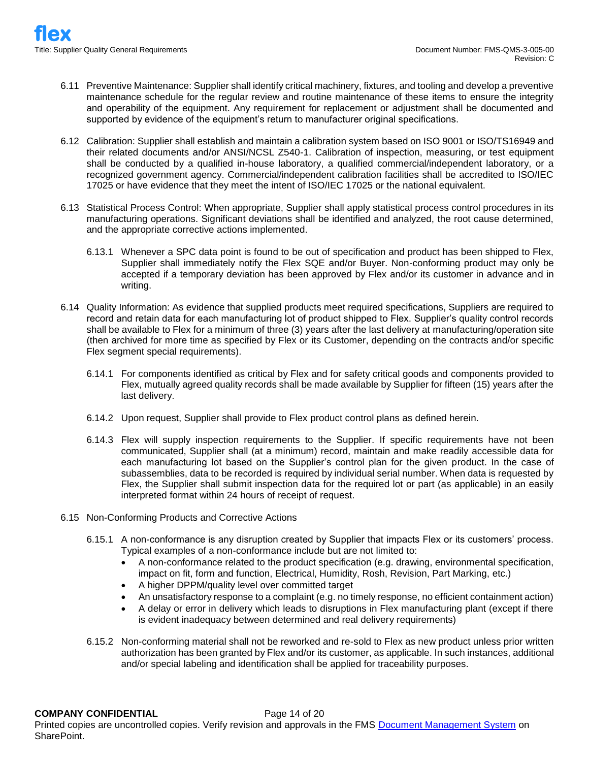6.11 Preventive Maintenance: Supplier shall identify critical machinery, fixtures, and tooling and develop a preventive maintenance schedule for the regular review and routine maintenance of these items to ensure the integrity and operability of the equipment. Any requirement for replacement or adjustment shall be documented and supported by evidence of the equipment's return to manufacturer original specifications.

6.12 Calibration: Supplier shall establish and maintain a calibration system based on ISO 9001 or ISO/TS16949 and their related documents and/or ANSI/NCSL Z540-1. Calibration of inspection, measuring, or test equipment shall be conducted by a qualified in-house laboratory, a qualified commercial/independent laboratory, or a recognized government agency. Commercial/independent calibration facilities shall be accredited to ISO/IEC 17025 or have evidence that they meet the intent of ISO/IEC 17025 or the national equivalent.

6.13 Statistical Process Control: When appropriate, Supplier shall apply statistical process control procedures in its manufacturing operations. Significant deviations shall be identified and analyzed, the root cause determined, and the appropriate corrective actions implemented.

6.13.1 Whenever a SPC data point is found to be out of specification and product has been shipped to Flex, Supplier shall immediately notify the Flex SQE and/or Buyer. Non-conforming product may only be accepted if a temporary deviation has been approved by Flex and/or its customer in advance and in writing.

6.14 Quality Information: As evidence that supplied products meet required specifications, Suppliers are required to record and retain data for each manufacturing lot of product shipped to Flex. Supplier's quality control records shall be available to Flex for a minimum of three (3) years after the last delivery at manufacturing/operation site (then archived for more time as specified by Flex or its Customer, depending on the contracts and/or specific Flex segment special requirements).

6.14.1 For components identified as critical by Flex and for safety critical goods and components provided to Flex, mutually agreed quality records shall be made available by Supplier for fifteen (15) years after the last delivery.

6.14.2 Upon request, Supplier shall provide to Flex product control plans as defined herein.

6.14.3 Flex will supply inspection requirements to the Supplier. If specific requirements have not been communicated, Supplier shall (at a minimum) record, maintain and make readily accessible data for each manufacturing lot based on the Supplier's control plan for the given product. In the case of subassemblies, data to be recorded is required by individual serial number. When data is requested by Flex, the Supplier shall submit inspection data for the required lot or part (as applicable) in an easily interpreted format within 24 hours of receipt of request.

6.15 Non-Conforming Products and Corrective Actions

6.15.1 A non-conformance is any disruption created by Supplier that impacts Flex or its customers' process. Typical examples of a non-conformance include but are not limited to:

- A non-conformance related to the product specification (e.g. drawing, environmental specification, impact on fit, form and function, Electrical, Humidity, Rosh, Revision, Part Marking, etc.)
- A higher DPPM/quality level over committed target
- An unsatisfactory response to a complaint (e.g. no timely response, no efficient containment action)
- A delay or error in delivery which leads to disruptions in Flex manufacturing plant (except if there is evident inadequacy between determined and real delivery requirements)

6.15.2 Non-conforming material shall not be reworked and re-sold to Flex as new product unless prior written authorization has been granted by Flex and/or its customer, as applicable. In such instances, additional and/or special labeling and identification shall be applied for traceability purposes.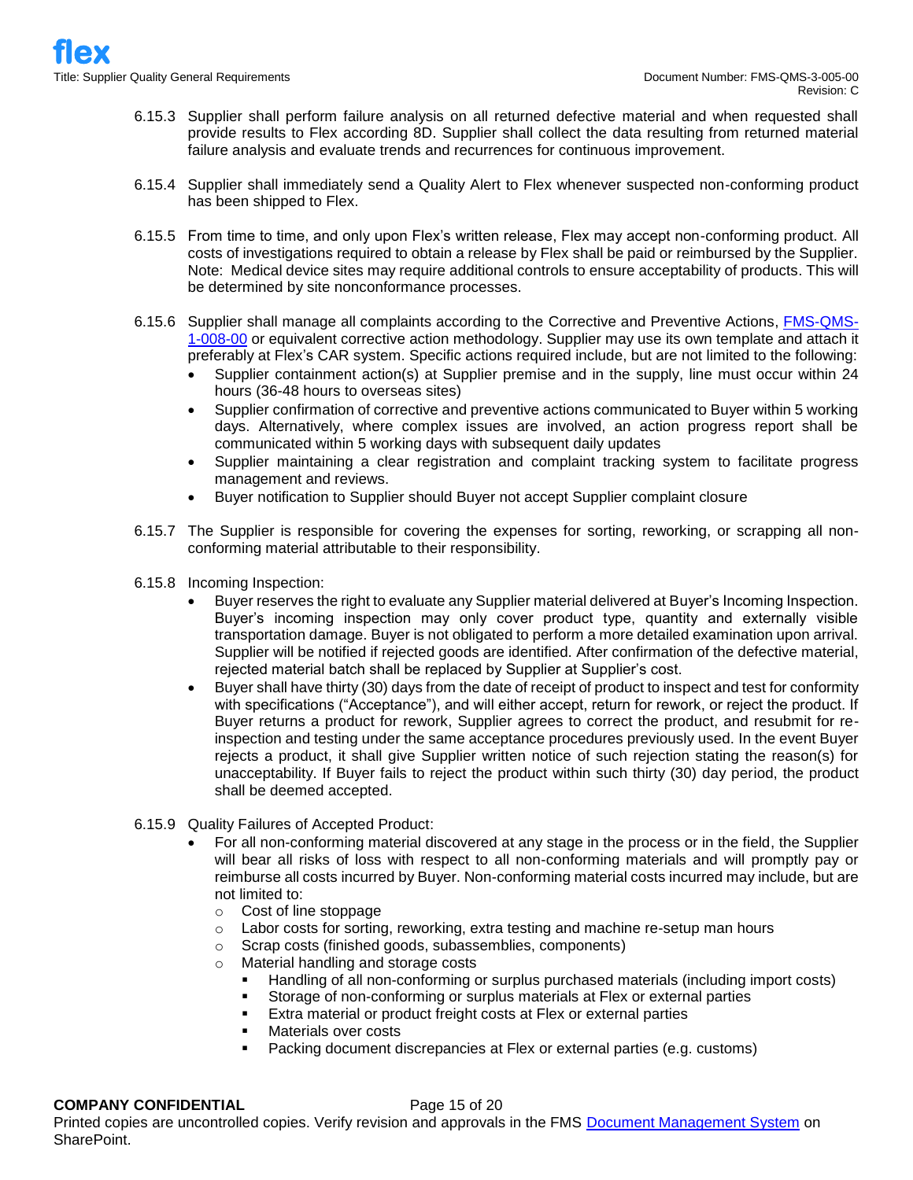6.15.3 Supplier shall perform failure analysis on all returned defective material and when requested shall provide results to Flex according 8D. Supplier shall collect the data resulting from returned material failure analysis and evaluate trends and recurrences for continuous improvement.

6.15.4 Supplier shall immediately send a Quality Alert to Flex whenever suspected non-conforming product has been shipped to Flex.

6.15.5 From time to time, and only upon Flex's written release, Flex may accept non-conforming product. All costs of investigations required to obtain a release by Flex shall be paid or reimbursed by the Supplier. Note: Medical device sites may require additional controls to ensure acceptability of products. This will be determined by site nonconformance processes.

6.15.6 Supplier shall manage all complaints according to the Corrective and Preventive Actions, [FMS-QMS-1-008-00]() or equivalent corrective action methodology. Supplier may use its own template and attach it preferably at Flex's CAR system. Specific actions required include, but are not limited to the following:

- Supplier containment action(s) at Supplier premise and in the supply, line must occur within 24 hours (36-48 hours to overseas sites)
- Supplier confirmation of corrective and preventive actions communicated to Buyer within 5 working days. Alternatively, where complex issues are involved, an action progress report shall be communicated within 5 working days with subsequent daily updates
- Supplier maintaining a clear registration and complaint tracking system to facilitate progress management and reviews.
- Buyer notification to Supplier should Buyer not accept Supplier complaint closure

6.15.7 The Supplier is responsible for covering the expenses for sorting, reworking, or scrapping all non-conforming material attributable to their responsibility.

6.15.8 Incoming Inspection:

- Buyer reserves the right to evaluate any Supplier material delivered at Buyer's Incoming Inspection. Buyer's incoming inspection may only cover product type, quantity and externally visible transportation damage. Buyer is not obligated to perform a more detailed examination upon arrival. Supplier will be notified if rejected goods are identified. After confirmation of the defective material, rejected material batch shall be replaced by Supplier at Supplier's cost.
- Buyer shall have thirty (30) days from the date of receipt of product to inspect and test for conformity with specifications ("Acceptance"), and will either accept, return for rework, or reject the product. If Buyer returns a product for rework, Supplier agrees to correct the product, and resubmit for re-inspection and testing under the same acceptance procedures previously used. In the event Buyer rejects a product, it shall give Supplier written notice of such rejection stating the reason(s) for unacceptability. If Buyer fails to reject the product within such thirty (30) day period, the product shall be deemed accepted.

6.15.9 Quality Failures of Accepted Product:

- For all non-conforming material discovered at any stage in the process or in the field, the Supplier will bear all risks of loss with respect to all non-conforming materials and will promptly pay or reimburse all costs incurred by Buyer. Non-conforming material costs incurred may include, but are not limited to:
  - Cost of line stoppage
  - Labor costs for sorting, reworking, extra testing and machine re-setup man hours
  - Scrap costs (finished goods, subassemblies, components)
  - Material handling and storage costs
    - Handling of all non-conforming or surplus purchased materials (including import costs)
    - Storage of non-conforming or surplus materials at Flex or external parties
    - Extra material or product freight costs at Flex or external parties
    - Materials over costs
    - Packing document discrepancies at Flex or external parties (e.g. customs)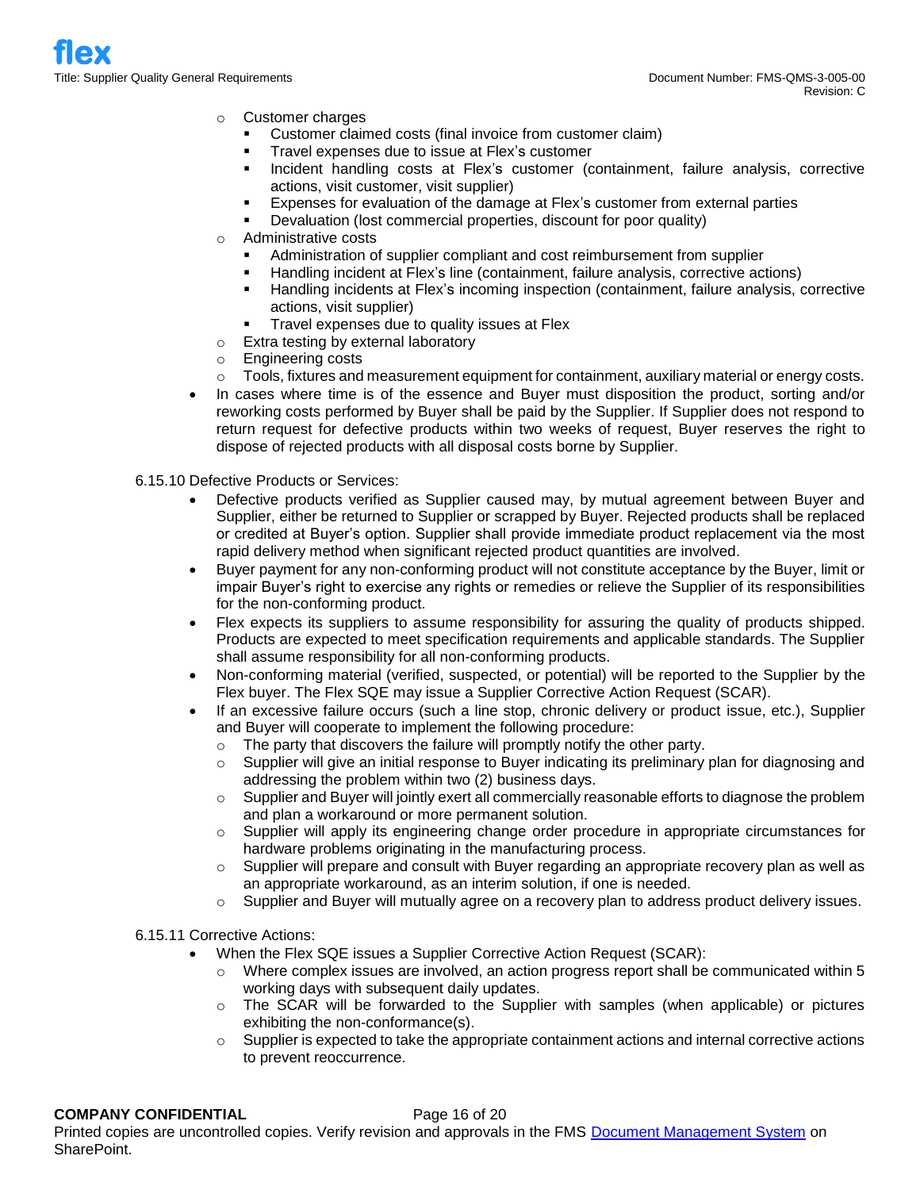- Customer charges
  - Customer claimed costs (final invoice from customer claim)
  - Travel expenses due to issue at Flex's customer
  - Incident handling costs at Flex's customer (containment, failure analysis, corrective actions, visit customer, visit supplier)
  - Expenses for evaluation of the damage at Flex's customer from external parties
  - Devaluation (lost commercial properties, discount for poor quality)
- Administrative costs
  - Administration of supplier compliant and cost reimbursement from supplier
  - Handling incident at Flex's line (containment, failure analysis, corrective actions)
  - Handling incidents at Flex's incoming inspection (containment, failure analysis, corrective actions, visit supplier)
  - Travel expenses due to quality issues at Flex
- Extra testing by external laboratory
- Engineering costs
- Tools, fixtures and measurement equipment for containment, auxiliary material or energy costs.

- In cases where time is of the essence and Buyer must disposition the product, sorting and/or reworking costs performed by Buyer shall be paid by the Supplier. If Supplier does not respond to return request for defective products within two weeks of request, Buyer reserves the right to dispose of rejected products with all disposal costs borne by Supplier.

6.15.10 Defective Products or Services:

- Defective products verified as Supplier caused may, by mutual agreement between Buyer and Supplier, either be returned to Supplier or scrapped by Buyer. Rejected products shall be replaced or credited at Buyer's option. Supplier shall provide immediate product replacement via the most rapid delivery method when significant rejected product quantities are involved.
- Buyer payment for any non-conforming product will not constitute acceptance by the Buyer, limit or impair Buyer's right to exercise any rights or remedies or relieve the Supplier of its responsibilities for the non-conforming product.
- Flex expects its suppliers to assume responsibility for assuring the quality of products shipped. Products are expected to meet specification requirements and applicable standards. The Supplier shall assume responsibility for all non-conforming products.
- Non-conforming material (verified, suspected, or potential) will be reported to the Supplier by the Flex buyer. The Flex SQE may issue a Supplier Corrective Action Request (SCAR).
- If an excessive failure occurs (such a line stop, chronic delivery or product issue, etc.), Supplier and Buyer will cooperate to implement the following procedure:
  - The party that discovers the failure will promptly notify the other party.
  - Supplier will give an initial response to Buyer indicating its preliminary plan for diagnosing and addressing the problem within two (2) business days.
  - Supplier and Buyer will jointly exert all commercially reasonable efforts to diagnose the problem and plan a workaround or more permanent solution.
  - Supplier will apply its engineering change order procedure in appropriate circumstances for hardware problems originating in the manufacturing process.
  - Supplier will prepare and consult with Buyer regarding an appropriate recovery plan as well as an appropriate workaround, as an interim solution, if one is needed.
  - Supplier and Buyer will mutually agree on a recovery plan to address product delivery issues.

6.15.11 Corrective Actions:

- When the Flex SQE issues a Supplier Corrective Action Request (SCAR):
  - Where complex issues are involved, an action progress report shall be communicated within 5 working days with subsequent daily updates.
  - The SCAR will be forwarded to the Supplier with samples (when applicable) or pictures exhibiting the non-conformance(s).
  - Supplier is expected to take the appropriate containment actions and internal corrective actions to prevent reoccurrence.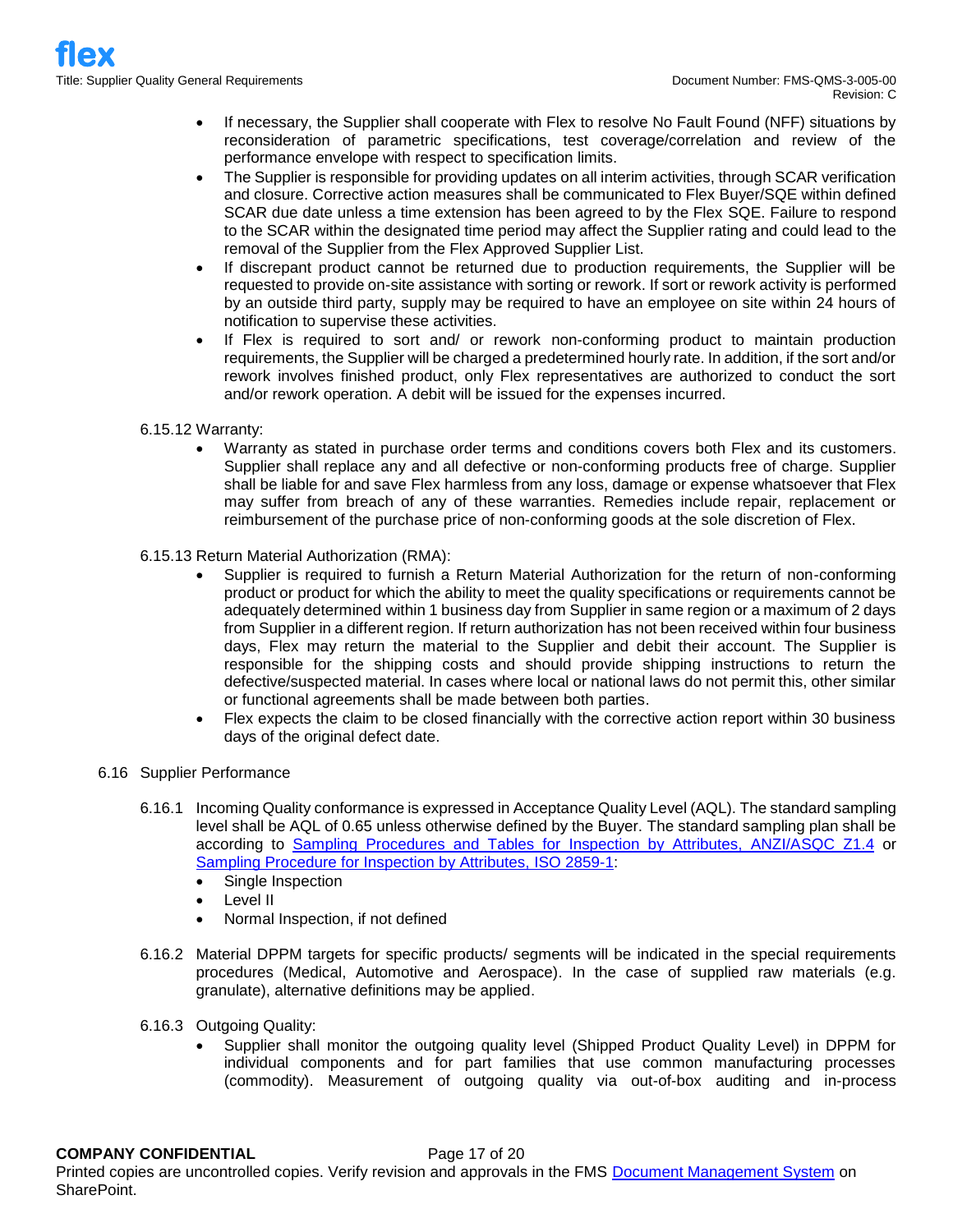- If necessary, the Supplier shall cooperate with Flex to resolve No Fault Found (NFF) situations by reconsideration of parametric specifications, test coverage/correlation and review of the performance envelope with respect to specification limits.
- The Supplier is responsible for providing updates on all interim activities, through SCAR verification and closure. Corrective action measures shall be communicated to Flex Buyer/SQE within defined SCAR due date unless a time extension has been agreed to by the Flex SQE. Failure to respond to the SCAR within the designated time period may affect the Supplier rating and could lead to the removal of the Supplier from the Flex Approved Supplier List.
- If discrepant product cannot be returned due to production requirements, the Supplier will be requested to provide on-site assistance with sorting or rework. If sort or rework activity is performed by an outside third party, supply may be required to have an employee on site within 24 hours of notification to supervise these activities.
- If Flex is required to sort and/ or rework non-conforming product to maintain production requirements, the Supplier will be charged a predetermined hourly rate. In addition, if the sort and/or rework involves finished product, only Flex representatives are authorized to conduct the sort and/or rework operation. A debit will be issued for the expenses incurred.

6.15.12 Warranty:

- Warranty as stated in purchase order terms and conditions covers both Flex and its customers. Supplier shall replace any and all defective or non-conforming products free of charge. Supplier shall be liable for and save Flex harmless from any loss, damage or expense whatsoever that Flex may suffer from breach of any of these warranties. Remedies include repair, replacement or reimbursement of the purchase price of non-conforming goods at the sole discretion of Flex.

6.15.13 Return Material Authorization (RMA):

- Supplier is required to furnish a Return Material Authorization for the return of non-conforming product or product for which the ability to meet the quality specifications or requirements cannot be adequately determined within 1 business day from Supplier in same region or a maximum of 2 days from Supplier in a different region. If return authorization has not been received within four business days, Flex may return the material to the Supplier and debit their account. The Supplier is responsible for the shipping costs and should provide shipping instructions to return the defective/suspected material. In cases where local or national laws do not permit this, other similar or functional agreements shall be made between both parties.
- Flex expects the claim to be closed financially with the corrective action report within 30 business days of the original defect date.

## 6.16 Supplier Performance

6.16.1 Incoming Quality conformance is expressed in Acceptance Quality Level (AQL). The standard sampling level shall be AQL of 0.65 unless otherwise defined by the Buyer. The standard sampling plan shall be according to [Sampling Procedures and Tables for Inspection by Attributes, ANZI/ASQC Z1.4] or [Sampling Procedure for Inspection by Attributes, ISO 2859-1]:

- Single Inspection
- Level II
- Normal Inspection, if not defined

6.16.2 Material DPPM targets for specific products/ segments will be indicated in the special requirements procedures (Medical, Automotive and Aerospace). In the case of supplied raw materials (e.g. granulate), alternative definitions may be applied.

6.16.3 Outgoing Quality:

- Supplier shall monitor the outgoing quality level (Shipped Product Quality Level) in DPPM for individual components and for part families that use common manufacturing processes (commodity). Measurement of outgoing quality via out-of-box auditing and in-process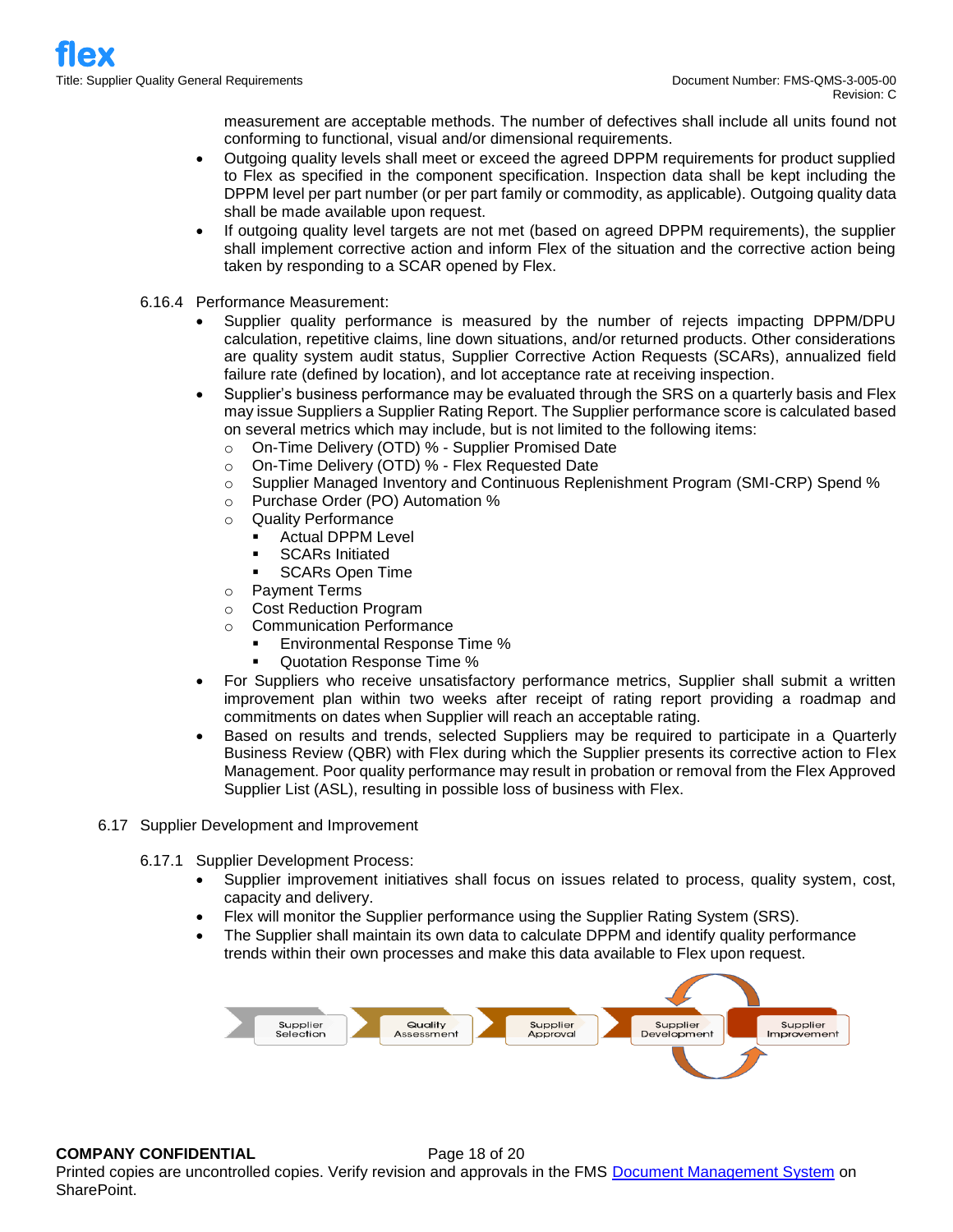measurement are acceptable methods. The number of defectives shall include all units found not conforming to functional, visual and/or dimensional requirements.

- Outgoing quality levels shall meet or exceed the agreed DPPM requirements for product supplied to Flex as specified in the component specification. Inspection data shall be kept including the DPPM level per part number (or per part family or commodity, as applicable). Outgoing quality data shall be made available upon request.
- If outgoing quality level targets are not met (based on agreed DPPM requirements), the supplier shall implement corrective action and inform Flex of the situation and the corrective action being taken by responding to a SCAR opened by Flex.

6.16.4 Performance Measurement:

- Supplier quality performance is measured by the number of rejects impacting DPPM/DPU calculation, repetitive claims, line down situations, and/or returned products. Other considerations are quality system audit status, Supplier Corrective Action Requests (SCARs), annualized field failure rate (defined by location), and lot acceptance rate at receiving inspection.
- Supplier's business performance may be evaluated through the SRS on a quarterly basis and Flex may issue Suppliers a Supplier Rating Report. The Supplier performance score is calculated based on several metrics which may include, but is not limited to the following items:
  - On-Time Delivery (OTD) % - Supplier Promised Date
  - On-Time Delivery (OTD) % - Flex Requested Date
  - Supplier Managed Inventory and Continuous Replenishment Program (SMI-CRP) Spend %
  - Purchase Order (PO) Automation %
  - Quality Performance
    - Actual DPPM Level
    - SCARs Initiated
    - SCARs Open Time
  - Payment Terms
  - Cost Reduction Program
  - Communication Performance
    - Environmental Response Time %
    - Quotation Response Time %
- For Suppliers who receive unsatisfactory performance metrics, Supplier shall submit a written improvement plan within two weeks after receipt of rating report providing a roadmap and commitments on dates when Supplier will reach an acceptable rating.
- Based on results and trends, selected Suppliers may be required to participate in a Quarterly Business Review (QBR) with Flex during which the Supplier presents its corrective action to Flex Management. Poor quality performance may result in probation or removal from the Flex Approved Supplier List (ASL), resulting in possible loss of business with Flex.

6.17 Supplier Development and Improvement

6.17.1 Supplier Development Process:

- Supplier improvement initiatives shall focus on issues related to process, quality system, cost, capacity and delivery.
- Flex will monitor the Supplier performance using the Supplier Rating System (SRS).
- The Supplier shall maintain its own data to calculate DPPM and identify quality performance trends within their own processes and make this data available to Flex upon request.

Supplier Selection → Quality Assessment → Supplier Approval → Supplier Development ⇄ Supplier Improvement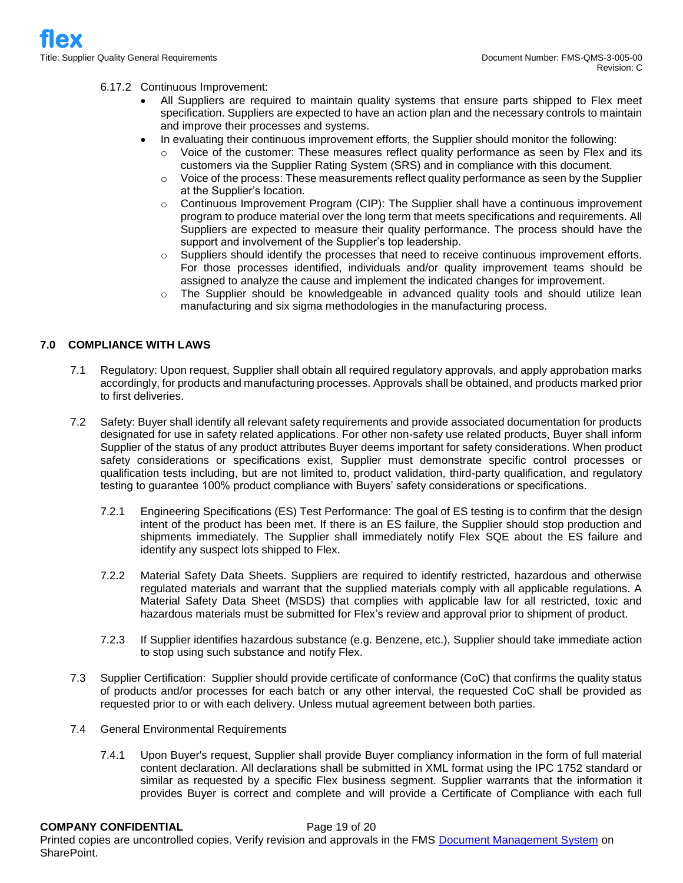6.17.2 Continuous Improvement:

- All Suppliers are required to maintain quality systems that ensure parts shipped to Flex meet specification. Suppliers are expected to have an action plan and the necessary controls to maintain and improve their processes and systems.
- In evaluating their continuous improvement efforts, the Supplier should monitor the following:
  - Voice of the customer: These measures reflect quality performance as seen by Flex and its customers via the Supplier Rating System (SRS) and in compliance with this document.
  - Voice of the process: These measurements reflect quality performance as seen by the Supplier at the Supplier's location.
  - Continuous Improvement Program (CIP): The Supplier shall have a continuous improvement program to produce material over the long term that meets specifications and requirements. All Suppliers are expected to measure their quality performance. The process should have the support and involvement of the Supplier's top leadership.
  - Suppliers should identify the processes that need to receive continuous improvement efforts. For those processes identified, individuals and/or quality improvement teams should be assigned to analyze the cause and implement the indicated changes for improvement.
  - The Supplier should be knowledgeable in advanced quality tools and should utilize lean manufacturing and six sigma methodologies in the manufacturing process.

## 7.0 COMPLIANCE WITH LAWS

7.1 Regulatory: Upon request, Supplier shall obtain all required regulatory approvals, and apply approbation marks accordingly, for products and manufacturing processes. Approvals shall be obtained, and products marked prior to first deliveries.

7.2 Safety: Buyer shall identify all relevant safety requirements and provide associated documentation for products designated for use in safety related applications. For other non-safety use related products, Buyer shall inform Supplier of the status of any product attributes Buyer deems important for safety considerations. When product safety considerations or specifications exist, Supplier must demonstrate specific control processes or qualification tests including, but are not limited to, product validation, third-party qualification, and regulatory testing to guarantee 100% product compliance with Buyers' safety considerations or specifications.

7.2.1 Engineering Specifications (ES) Test Performance: The goal of ES testing is to confirm that the design intent of the product has been met. If there is an ES failure, the Supplier should stop production and shipments immediately. The Supplier shall immediately notify Flex SQE about the ES failure and identify any suspect lots shipped to Flex.

7.2.2 Material Safety Data Sheets. Suppliers are required to identify restricted, hazardous and otherwise regulated materials and warrant that the supplied materials comply with all applicable regulations. A Material Safety Data Sheet (MSDS) that complies with applicable law for all restricted, toxic and hazardous materials must be submitted for Flex's review and approval prior to shipment of product.

7.2.3 If Supplier identifies hazardous substance (e.g. Benzene, etc.), Supplier should take immediate action to stop using such substance and notify Flex.

7.3 Supplier Certification: Supplier should provide certificate of conformance (CoC) that confirms the quality status of products and/or processes for each batch or any other interval, the requested CoC shall be provided as requested prior to or with each delivery. Unless mutual agreement between both parties.

7.4 General Environmental Requirements

7.4.1 Upon Buyer's request, Supplier shall provide Buyer compliancy information in the form of full material content declaration. All declarations shall be submitted in XML format using the IPC 1752 standard or similar as requested by a specific Flex business segment. Supplier warrants that the information it provides Buyer is correct and complete and will provide a Certificate of Compliance with each full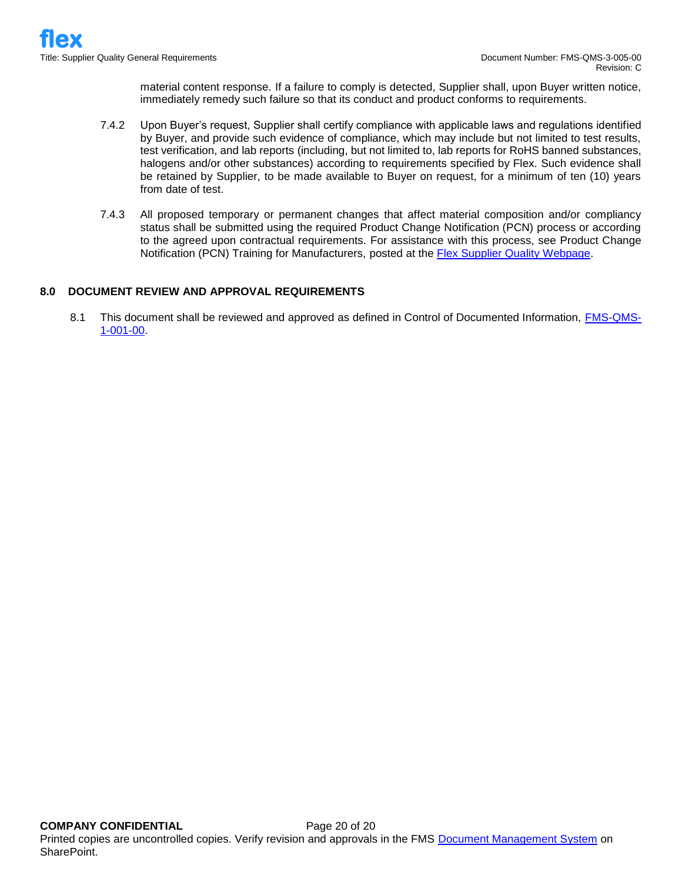material content response. If a failure to comply is detected, Supplier shall, upon Buyer written notice, immediately remedy such failure so that its conduct and product conforms to requirements.

7.4.2 Upon Buyer's request, Supplier shall certify compliance with applicable laws and regulations identified by Buyer, and provide such evidence of compliance, which may include but not limited to test results, test verification, and lab reports (including, but not limited to, lab reports for RoHS banned substances, halogens and/or other substances) according to requirements specified by Flex. Such evidence shall be retained by Supplier, to be made available to Buyer on request, for a minimum of ten (10) years from date of test.

7.4.3 All proposed temporary or permanent changes that affect material composition and/or compliancy status shall be submitted using the required Product Change Notification (PCN) process or according to the agreed upon contractual requirements. For assistance with this process, see Product Change Notification (PCN) Training for Manufacturers, posted at the Flex Supplier Quality Webpage.

## 8.0 DOCUMENT REVIEW AND APPROVAL REQUIREMENTS

8.1 This document shall be reviewed and approved as defined in Control of Documented Information, FMS-QMS-1-001-00.